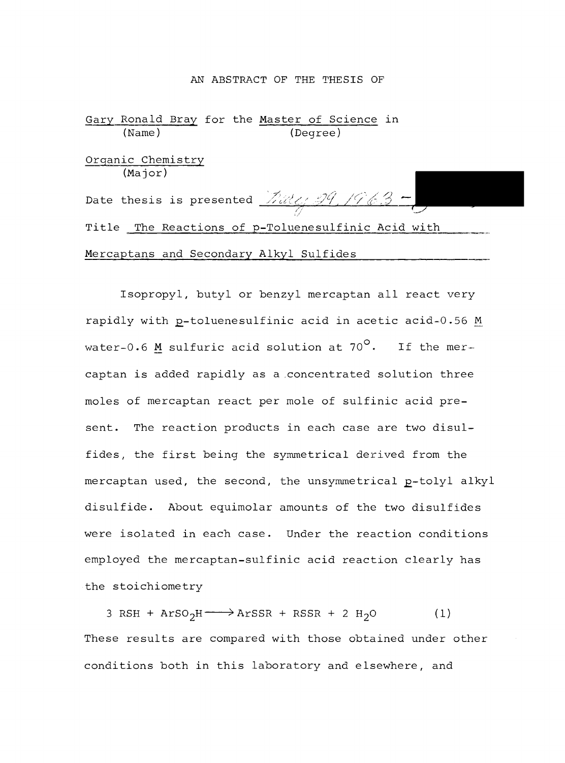AN ABSTRACT OF THE THESIS OF

Gary Ronald Bray for the Master of Science in
(Name) (Degree)

Organic Chemistry
(Major)

Date thesis is presented May 29, 1963

Title The Reactions of p-Toluenesulfinic Acid with Mercaptans and Secondary Alkyl Sulfides

Isopropyl, butyl or benzyl mercaptan all react very rapidly with p-toluenesulfinic acid in acetic acid-0.56 M water-0.6 M sulfuric acid solution at 70°. If the mercaptan is added rapidly as a concentrated solution three moles of mercaptan react per mole of sulfinic acid present. The reaction products in each case are two disulfides, the first being the symmetrical derived from the mercaptan used, the second, the unsymmetrical p-tolyl alkyl disulfide. About equimolar amounts of the two disulfides were isolated in each case. Under the reaction conditions employed the mercaptan-sulfinic acid reaction clearly has the stoichiometry

$$3\ RSH + ArSO_2H \longrightarrow ArSSR + RSSR + 2\ H_2O \qquad (1)$$

These results are compared with those obtained under other conditions both in this laboratory and elsewhere, and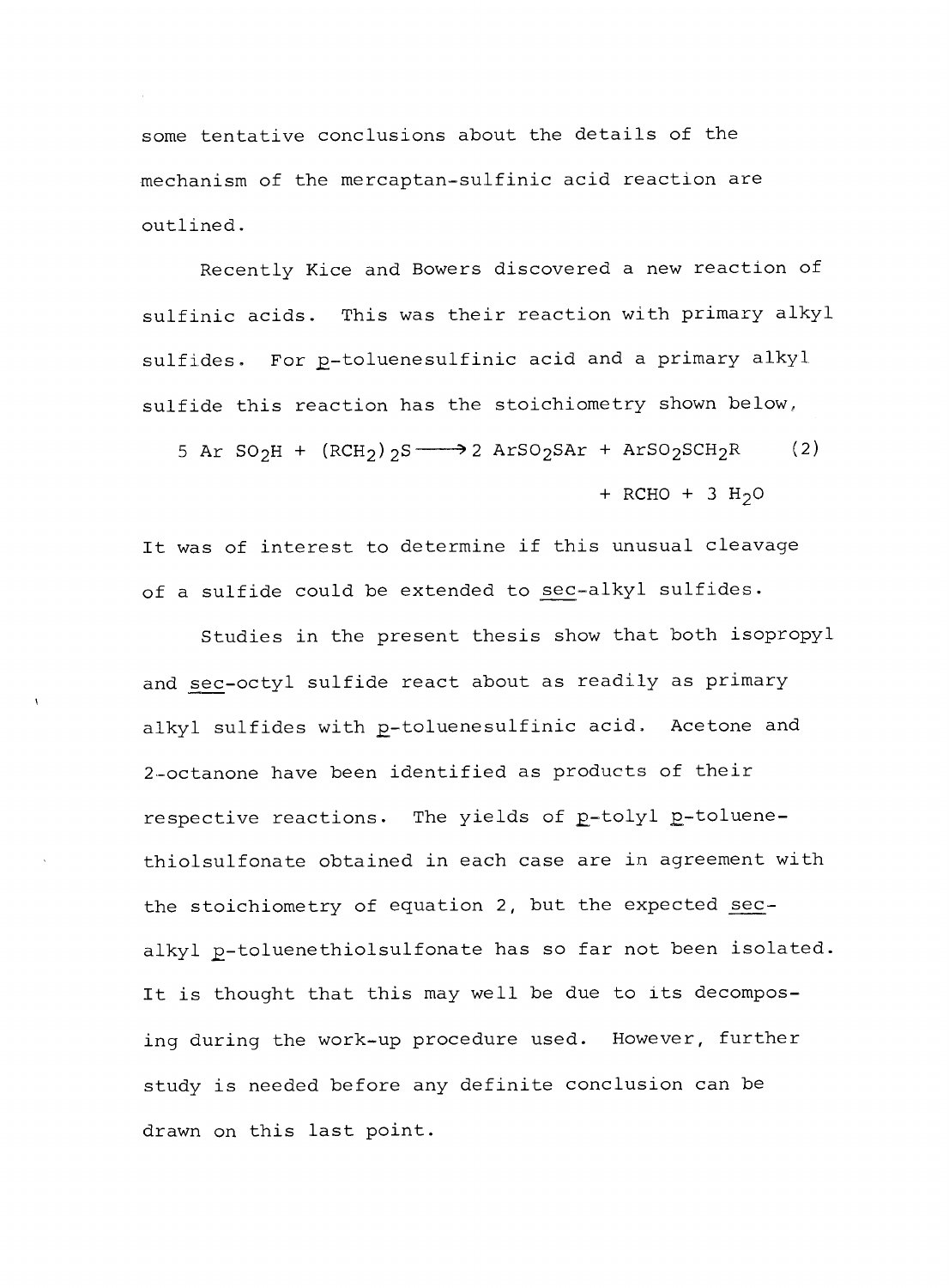some tentative conclusions about the details of the mechanism of the mercaptan-sulfinic acid reaction are outlined.

Recently Kice and Bowers discovered a new reaction of sulfinic acids. This was their reaction with primary alkyl sulfides. For p-toluenesulfinic acid and a primary alkyl sulfide this reaction has the stoichiometry shown below,

$$5\ ArSO_2H + (RCH_2)_2S \longrightarrow 2\ ArSO_2SAr + ArSO_2SCH_2R + RCHO + 3\ H_2O \qquad (2)$$

It was of interest to determine if this unusual cleavage of a sulfide could be extended to sec-alkyl sulfides.

Studies in the present thesis show that both isopropyl and sec-octyl sulfide react about as readily as primary alkyl sulfides with p-toluenesulfinic acid. Acetone and 2-octanone have been identified as products of their respective reactions. The yields of p-tolyl p-toluenethiolsulfonate obtained in each case are in agreement with the stoichiometry of equation 2, but the expected sec-alkyl p-toluenethiolsulfonate has so far not been isolated. It is thought that this may well be due to its decomposing during the work-up procedure used. However, further study is needed before any definite conclusion can be drawn on this last point.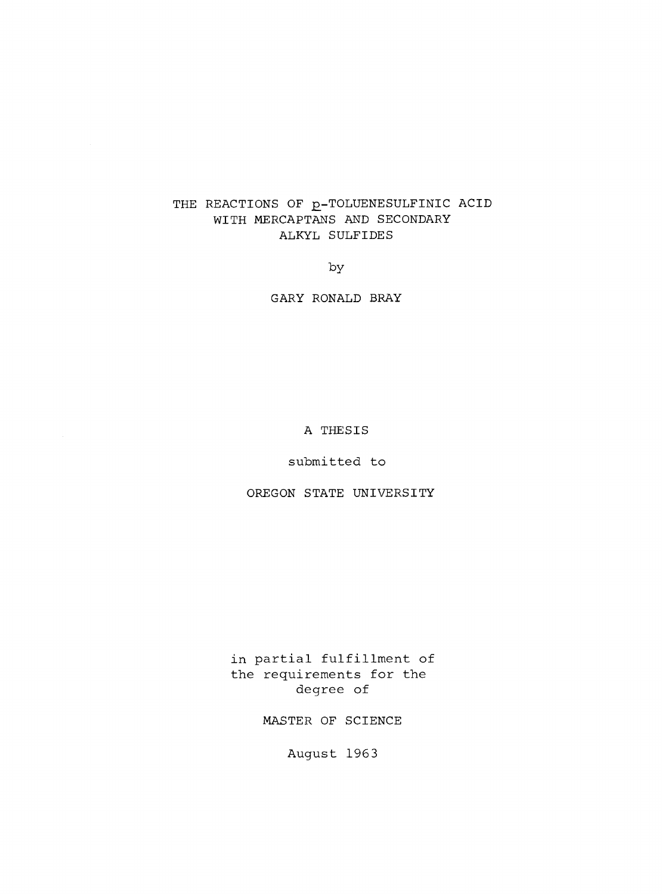# THE REACTIONS OF *p*-TOLUENESULFINIC ACID WITH MERCAPTANS AND SECONDARY ALKYL SULFIDES

by

GARY RONALD BRAY

A THESIS

submitted to

OREGON STATE UNIVERSITY

in partial fulfillment of the requirements for the degree of

MASTER OF SCIENCE

August 1963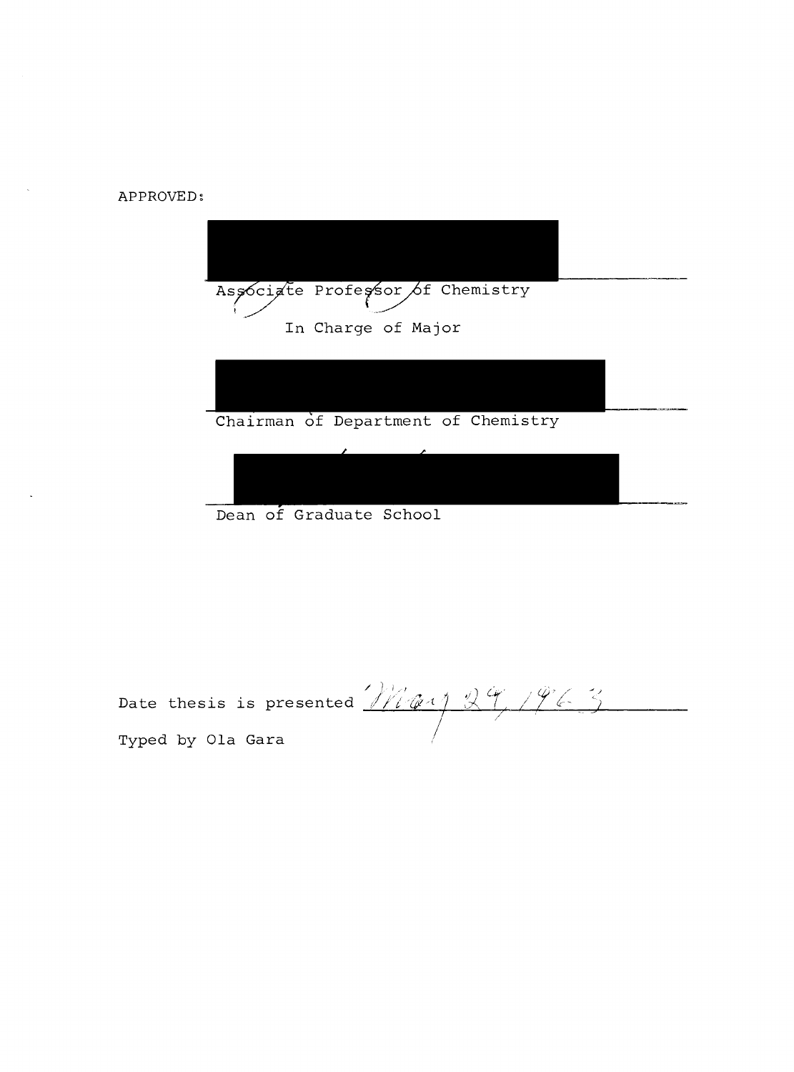APPROVED:

\_\_\_\_\_\_\_\_\_\_\_\_\_\_\_\_\_\_\_\_\_\_\_\_\_\_\_\_\_\_\_\_\_\_\_\_

Associate Professor of Chemistry

In Charge of Major

\_\_\_\_\_\_\_\_\_\_\_\_\_\_\_\_\_\_\_\_\_\_\_\_\_\_\_\_\_\_\_\_\_\_\_\_

Chairman of Department of Chemistry

\_\_\_\_\_\_\_\_\_\_\_\_\_\_\_\_\_\_\_\_\_\_\_\_\_\_\_\_\_\_\_\_\_\_\_\_

Dean of Graduate School

Date thesis is presented May 24, 1963

Typed by Ola Gara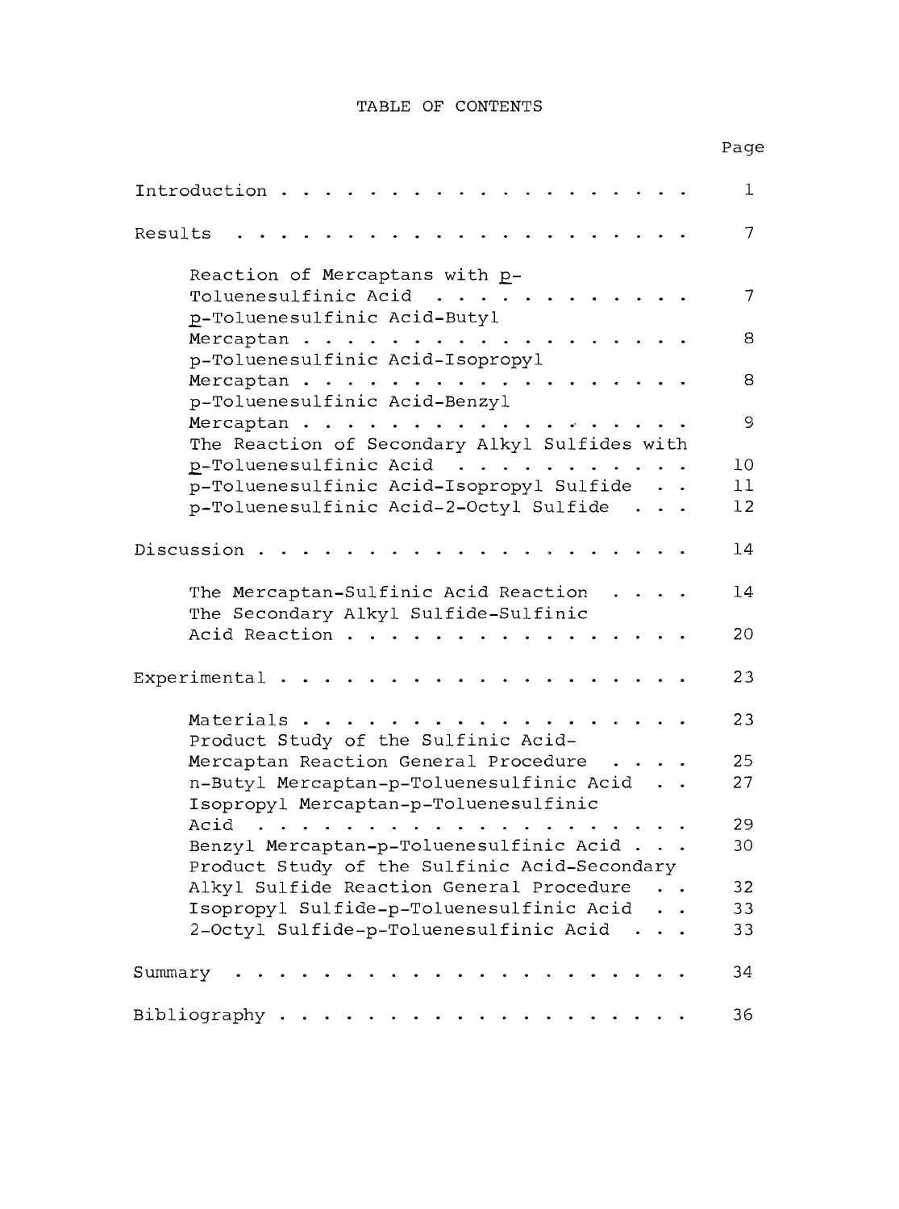# TABLE OF CONTENTS

| | Page |
|---|---|
| Introduction | 1 |
| Results | 7 |
| Reaction of Mercaptans with *p*-Toluenesulfinic Acid | 7 |
| *p*-Toluenesulfinic Acid-Butyl Mercaptan | 8 |
| p-Toluenesulfinic Acid-Isopropyl Mercaptan | 8 |
| p-Toluenesulfinic Acid-Benzyl Mercaptan | 9 |
| The Reaction of Secondary Alkyl Sulfides with *p*-Toluenesulfinic Acid | 10 |
| p-Toluenesulfinic Acid-Isopropyl Sulfide | 11 |
| p-Toluenesulfinic Acid-2-Octyl Sulfide | 12 |
| Discussion | 14 |
| The Mercaptan-Sulfinic Acid Reaction | 14 |
| The Secondary Alkyl Sulfide-Sulfinic Acid Reaction | 20 |
| Experimental | 23 |
| Materials | 23 |
| Product Study of the Sulfinic Acid-Mercaptan Reaction General Procedure | 25 |
| n-Butyl Mercaptan-p-Toluenesulfinic Acid | 27 |
| Isopropyl Mercaptan-p-Toluenesulfinic Acid | 29 |
| Benzyl Mercaptan-p-Toluenesulfinic Acid | 30 |
| Product Study of the Sulfinic Acid-Secondary Alkyl Sulfide Reaction General Procedure | 32 |
| Isopropyl Sulfide-p-Toluenesulfinic Acid | 33 |
| 2-Octyl Sulfide-p-Toluenesulfinic Acid | 33 |
| Summary | 34 |
| Bibliography | 36 |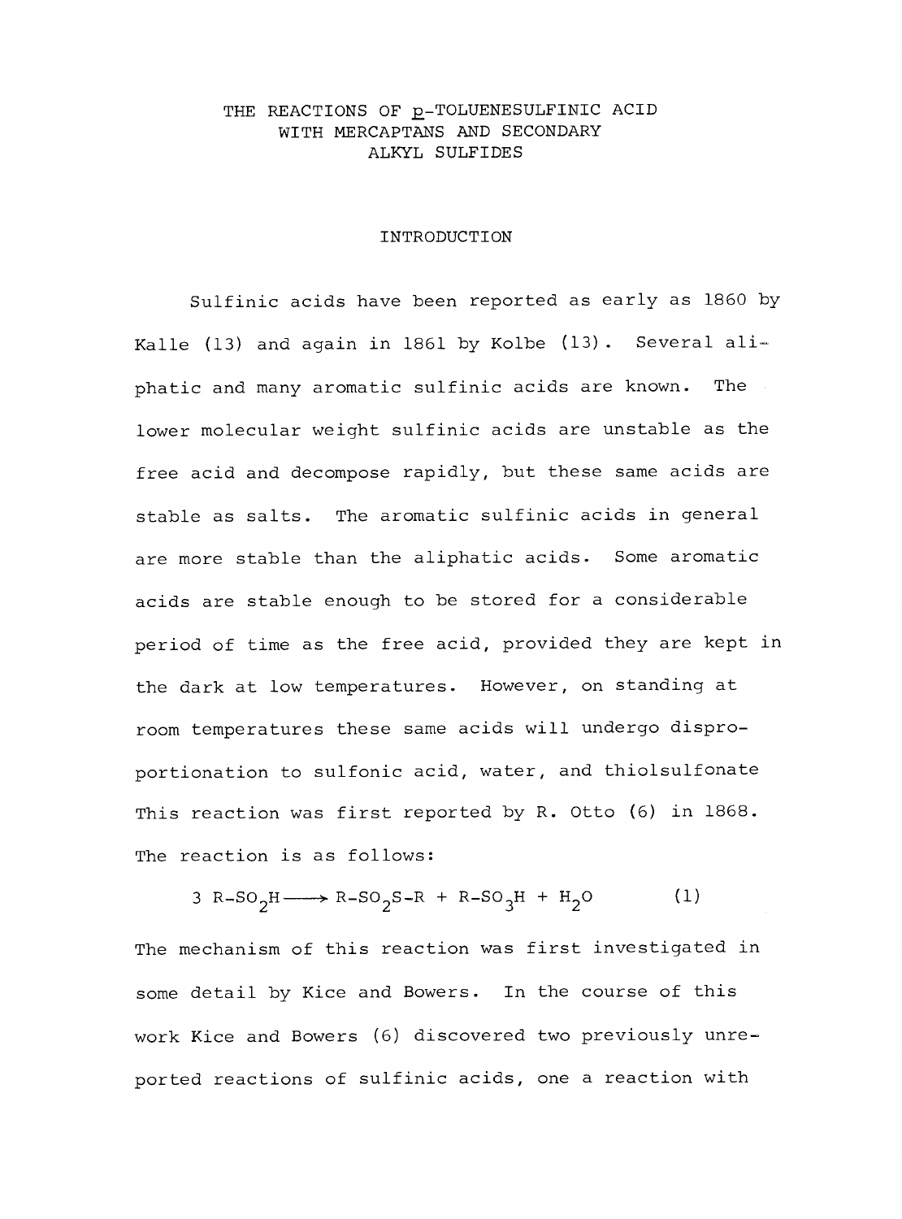# THE REACTIONS OF *p*-TOLUENESULFINIC ACID WITH MERCAPTANS AND SECONDARY ALKYL SULFIDES

## INTRODUCTION

Sulfinic acids have been reported as early as 1860 by Kalle (13) and again in 1861 by Kolbe (13). Several aliphatic and many aromatic sulfinic acids are known. The lower molecular weight sulfinic acids are unstable as the free acid and decompose rapidly, but these same acids are stable as salts. The aromatic sulfinic acids in general are more stable than the aliphatic acids. Some aromatic acids are stable enough to be stored for a considerable period of time as the free acid, provided they are kept in the dark at low temperatures. However, on standing at room temperatures these same acids will undergo disproportionation to sulfonic acid, water, and thiolsulfonate This reaction was first reported by R. Otto (6) in 1868. The reaction is as follows:

$$3\ R\text{-}SO_2H \longrightarrow R\text{-}SO_2S\text{-}R + R\text{-}SO_3H + H_2O \qquad (1)$$

The mechanism of this reaction was first investigated in some detail by Kice and Bowers. In the course of this work Kice and Bowers (6) discovered two previously unreported reactions of sulfinic acids, one a reaction with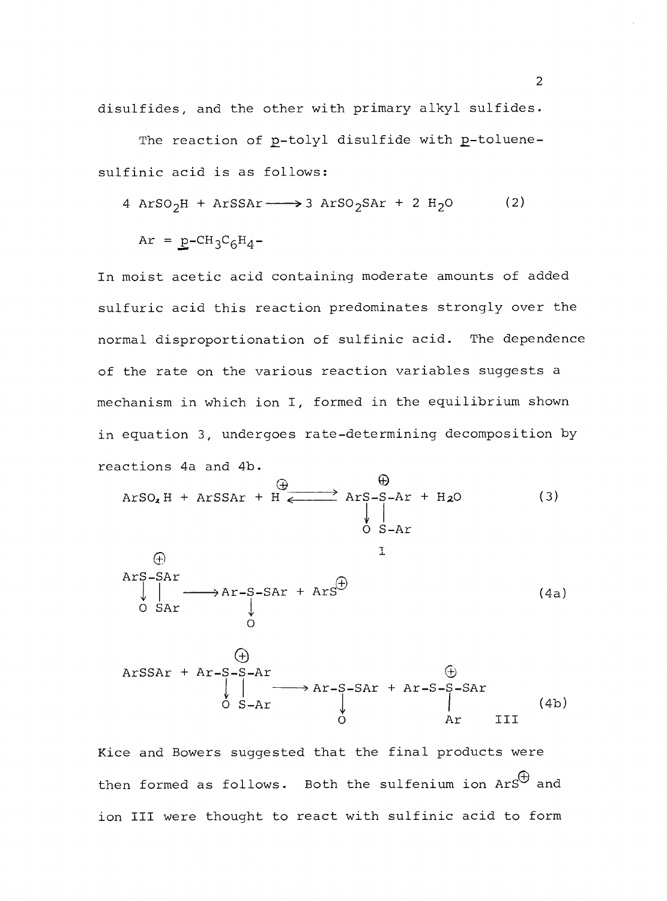disulfides, and the other with primary alkyl sulfides.

The reaction of *p*-tolyl disulfide with *p*-toluenesulfinic acid is as follows:

$$4\ ArSO_2H + ArSSAr \longrightarrow 3\ ArSO_2SAr + 2\ H_2O \qquad (2)$$

$$Ar = p\text{-}CH_3C_6H_4\text{-}$$

In moist acetic acid containing moderate amounts of added sulfuric acid this reaction predominates strongly over the normal disproportionation of sulfinic acid. The dependence of the rate on the various reaction variables suggests a mechanism in which ion I, formed in the equilibrium shown in equation 3, undergoes rate-determining decomposition by reactions 4a and 4b.

$$ArSO_2H + ArSSAr + H^{\oplus} \rightleftharpoons \underset{\substack{\downarrow \\ O}}{ArS}-\overset{\oplus}{\underset{\substack{| \\ S-Ar}}{S}}-Ar + H_2O \qquad (3)$$

$$\text{I}$$

$$\underset{\substack{\downarrow \\ O}}{Ar\overset{\oplus}{S}}-\underset{\substack{| \\ SAr}}{S}Ar \longrightarrow Ar-\underset{\substack{\downarrow \\ O}}{S}-SAr + ArS^{\oplus} \qquad (4a)$$

$$ArSSAr + Ar-\underset{\substack{\downarrow \\ O}}{S}-\overset{\oplus}{\underset{\substack{| \\ S-Ar}}{S}}-Ar \longrightarrow Ar-\underset{\substack{\downarrow \\ O}}{S}-SAr + Ar-S-\overset{\oplus}{\underset{\substack{| \\ Ar}}{S}}-SAr \quad \text{III} \qquad (4b)$$

Kice and Bowers suggested that the final products were then formed as follows. Both the sulfenium ion $ArS^{\oplus}$ and ion III were thought to react with sulfinic acid to form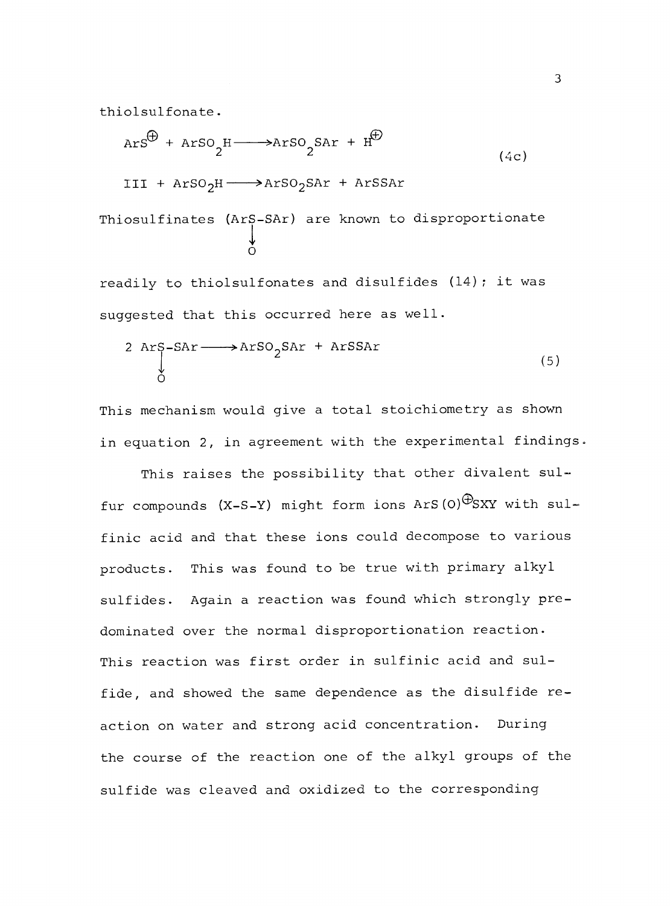thiolsulfonate.

$$ArS^{\oplus} + ArSO_2H \longrightarrow ArSO_2SAr + H^{\oplus} \qquad (4c)$$

$$III + ArSO_2H \longrightarrow ArSO_2SAr + ArSSAr$$

Thiosulfinates ($ArS(\rightarrow O)-SAr$) are known to disproportionate readily to thiolsulfonates and disulfides (14); it was suggested that this occurred here as well.

$$2\ ArS(\rightarrow O)-SAr \longrightarrow ArSO_2SAr + ArSSAr \qquad (5)$$

This mechanism would give a total stoichiometry as shown in equation 2, in agreement with the experimental findings.

This raises the possibility that other divalent sulfur compounds (X-S-Y) might form ions $ArS(O)^{\oplus}SXY$ with sulfinic acid and that these ions could decompose to various products. This was found to be true with primary alkyl sulfides. Again a reaction was found which strongly predominated over the normal disproportionation reaction. This reaction was first order in sulfinic acid and sulfide, and showed the same dependence as the disulfide reaction on water and strong acid concentration. During the course of the reaction one of the alkyl groups of the sulfide was cleaved and oxidized to the corresponding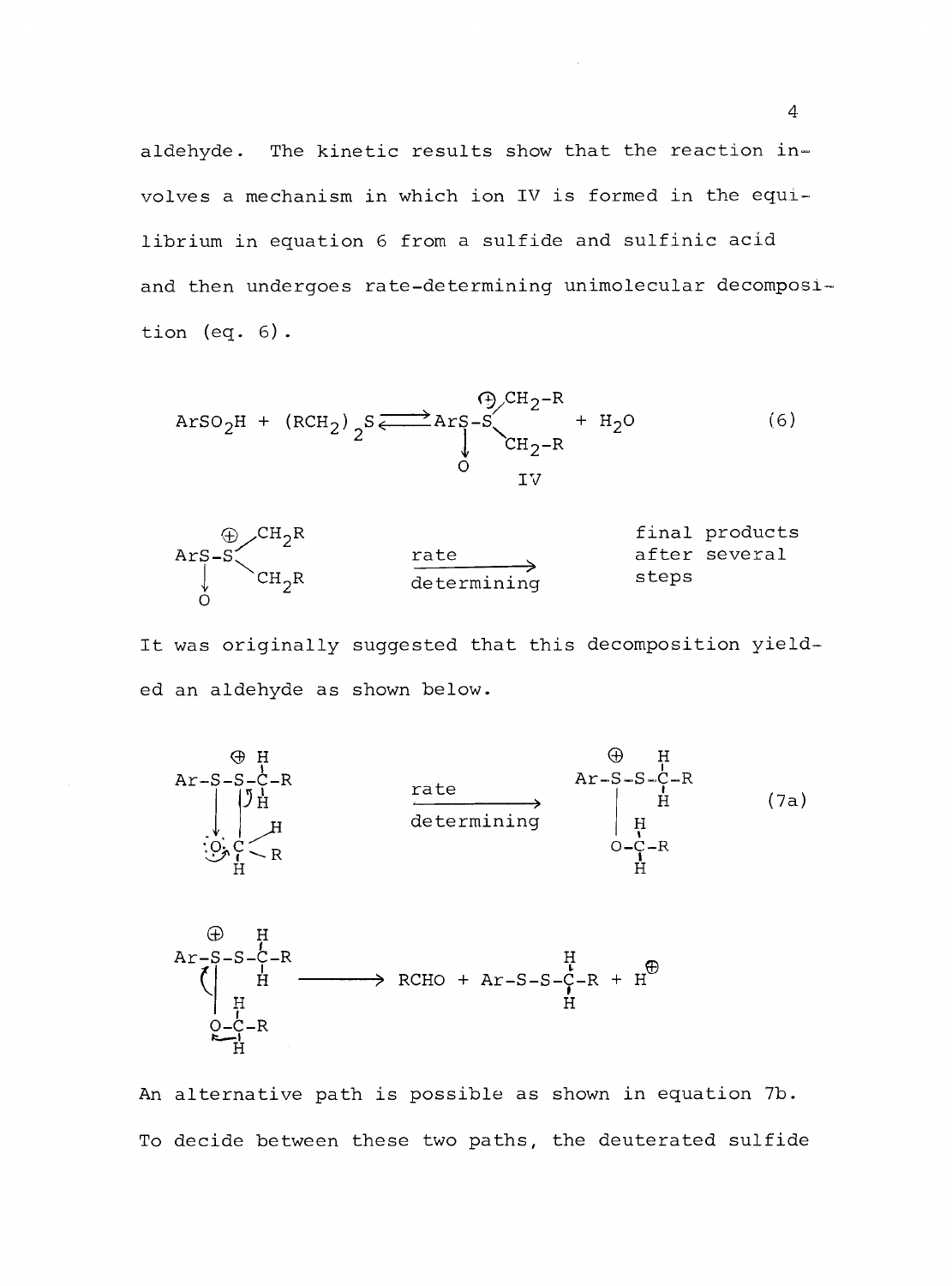aldehyde. The kinetic results show that the reaction involves a mechanism in which ion IV is formed in the equilibrium in equation 6 from a sulfide and sulfinic acid and then undergoes rate-determining unimolecular decomposition (eq. 6).

$$ArSO_2H + (RCH_2)_2S \rightleftharpoons \underset{\underset{O}{\downarrow}}{ArS}-\overset{\oplus}{S}(CH_2\text{-}R)_2 + H_2O \qquad (6)$$

IV

$$\underset{\underset{O}{\downarrow}}{ArS}-\overset{\oplus}{S}(CH_2R)_2 \xrightarrow[\text{determining}]{\text{rate}} \text{final products after several steps}$$

It was originally suggested that this decomposition yielded an aldehyde as shown below.

$$\underset{\underset{O\text{-}CH_2R}{|}}{\overset{\oplus}{Ar\text{-}S\text{-}S}}\text{-}CH_2\text{-}R \xrightarrow[\text{determining}]{\text{rate}} \underset{\underset{O\text{-}CH_2\text{-}R}{|}}{\overset{\oplus}{Ar\text{-}S\text{-}S}}\text{-}CH_2\text{-}R \qquad (7a)$$

$$\underset{\underset{O\text{-}CH_2\text{-}R}{|}}{\overset{\oplus}{Ar\text{-}S\text{-}S}}\text{-}CH_2\text{-}R \longrightarrow RCHO + Ar\text{-}S\text{-}S\text{-}CH_2\text{-}R + H^{\oplus}$$

An alternative path is possible as shown in equation 7b. To decide between these two paths, the deuterated sulfide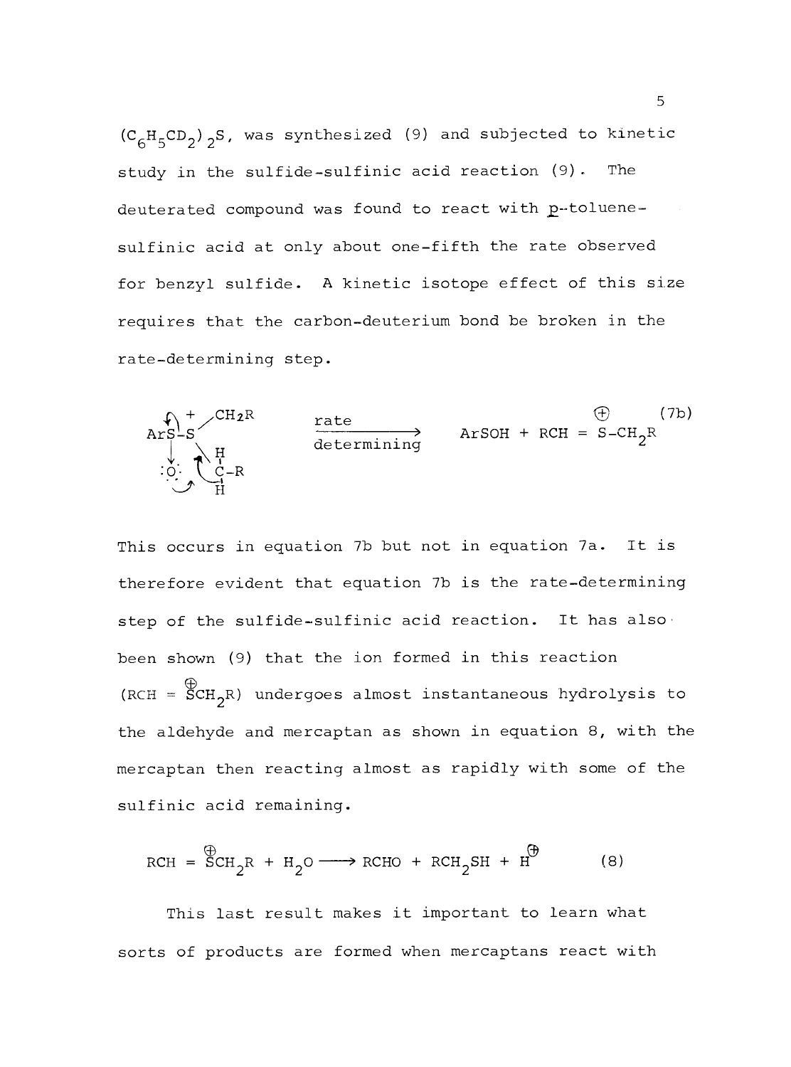$(C_6H_5CD_2)_2S$, was synthesized (9) and subjected to kinetic study in the sulfide-sulfinic acid reaction (9). The deuterated compound was found to react with *p*-toluenesulfinic acid at only about one-fifth the rate observed for benzyl sulfide. A kinetic isotope effect of this size requires that the carbon-deuterium bond be broken in the rate-determining step.

$$ArS^{+}(\text{—}O^{-})\text{—}S(CH_2R)\text{—}CH_2R \xrightarrow[\text{determining}]{\text{rate}} ArSOH + RCH = \overset{\oplus}{S}\text{-}CH_2R \quad (7b)$$

This occurs in equation 7b but not in equation 7a. It is therefore evident that equation 7b is the rate-determining step of the sulfide-sulfinic acid reaction. It has also been shown (9) that the ion formed in this reaction ($RCH = \overset{\oplus}{S}CH_2R$) undergoes almost instantaneous hydrolysis to the aldehyde and mercaptan as shown in equation 8, with the mercaptan then reacting almost as rapidly with some of the sulfinic acid remaining.

$$RCH = \overset{\oplus}{S}CH_2R + H_2O \longrightarrow RCHO + RCH_2SH + H^{\oplus} \quad (8)$$

This last result makes it important to learn what sorts of products are formed when mercaptans react with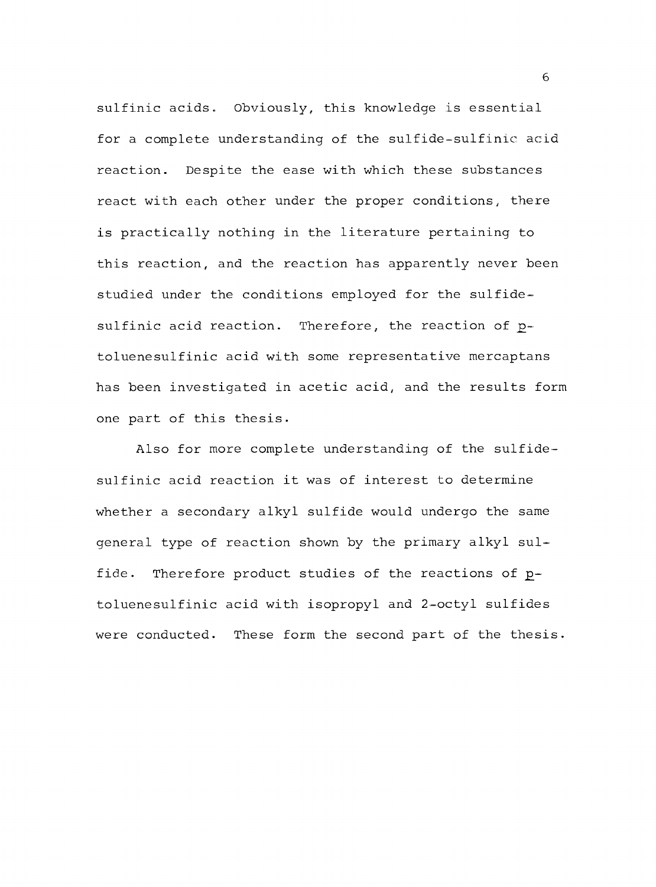sulfinic acids. Obviously, this knowledge is essential for a complete understanding of the sulfide-sulfinic acid reaction. Despite the ease with which these substances react with each other under the proper conditions, there is practically nothing in the literature pertaining to this reaction, and the reaction has apparently never been studied under the conditions employed for the sulfide-sulfinic acid reaction. Therefore, the reaction of p-toluenesulfinic acid with some representative mercaptans has been investigated in acetic acid, and the results form one part of this thesis.

Also for more complete understanding of the sulfide-sulfinic acid reaction it was of interest to determine whether a secondary alkyl sulfide would undergo the same general type of reaction shown by the primary alkyl sulfide. Therefore product studies of the reactions of p-toluenesulfinic acid with isopropyl and 2-octyl sulfides were conducted. These form the second part of the thesis.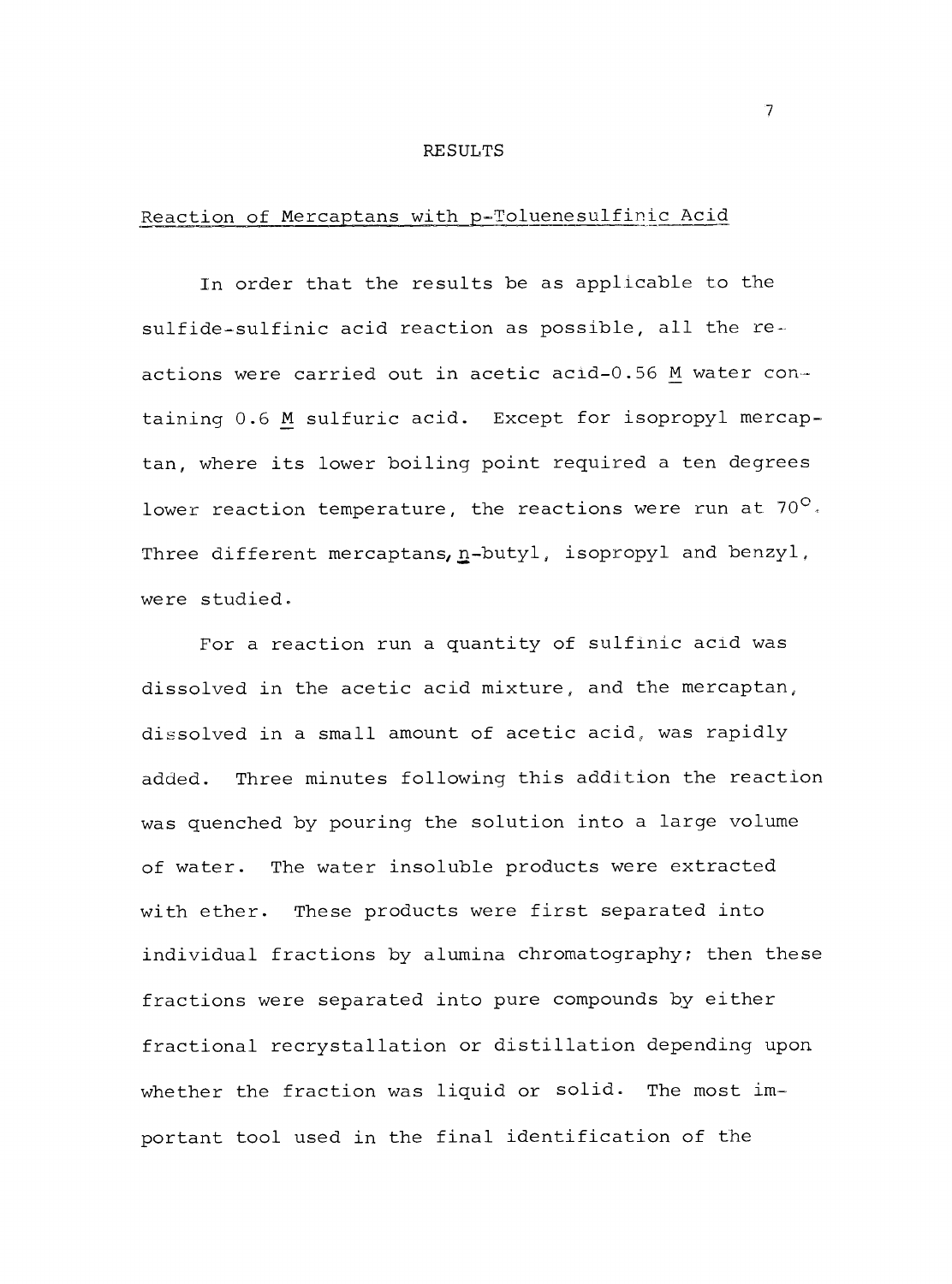# RESULTS

## Reaction of Mercaptans with p-Toluenesulfinic Acid

In order that the results be as applicable to the sulfide-sulfinic acid reaction as possible, all the reactions were carried out in acetic acid-0.56 M water containing 0.6 M sulfuric acid. Except for isopropyl mercaptan, where its lower boiling point required a ten degrees lower reaction temperature, the reactions were run at 70°. Three different mercaptans, *n*-butyl, isopropyl and benzyl, were studied.

For a reaction run a quantity of sulfinic acid was dissolved in the acetic acid mixture, and the mercaptan, dissolved in a small amount of acetic acid, was rapidly added. Three minutes following this addition the reaction was quenched by pouring the solution into a large volume of water. The water insoluble products were extracted with ether. These products were first separated into individual fractions by alumina chromatography; then these fractions were separated into pure compounds by either fractional recrystallation or distillation depending upon whether the fraction was liquid or solid. The most important tool used in the final identification of the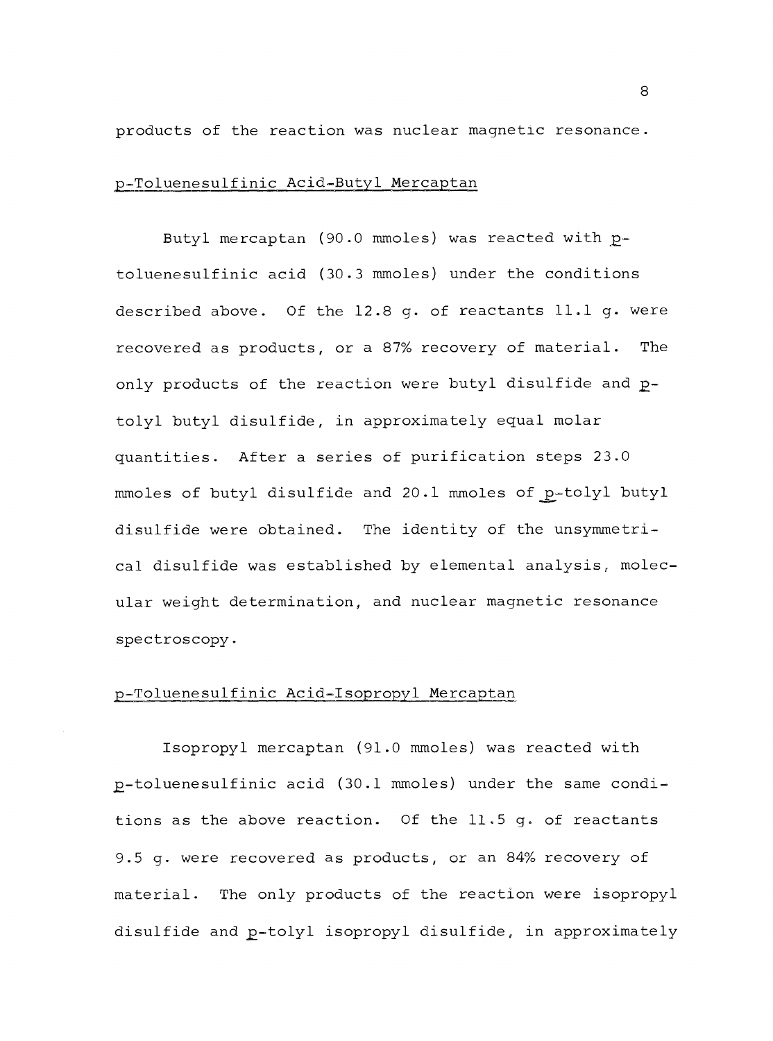products of the reaction was nuclear magnetic resonance.

## p-Toluenesulfinic Acid-Butyl Mercaptan

Butyl mercaptan (90.0 mmoles) was reacted with *p*-toluenesulfinic acid (30.3 mmoles) under the conditions described above. Of the 12.8 g. of reactants 11.1 g. were recovered as products, or a 87% recovery of material. The only products of the reaction were butyl disulfide and *p*-tolyl butyl disulfide, in approximately equal molar quantities. After a series of purification steps 23.0 mmoles of butyl disulfide and 20.1 mmoles of *p*-tolyl butyl disulfide were obtained. The identity of the unsymmetrical disulfide was established by elemental analysis, molecular weight determination, and nuclear magnetic resonance spectroscopy.

## p-Toluenesulfinic Acid-Isopropyl Mercaptan

Isopropyl mercaptan (91.0 mmoles) was reacted with *p*-toluenesulfinic acid (30.1 mmoles) under the same conditions as the above reaction. Of the 11.5 g. of reactants 9.5 g. were recovered as products, or an 84% recovery of material. The only products of the reaction were isopropyl disulfide and *p*-tolyl isopropyl disulfide, in approximately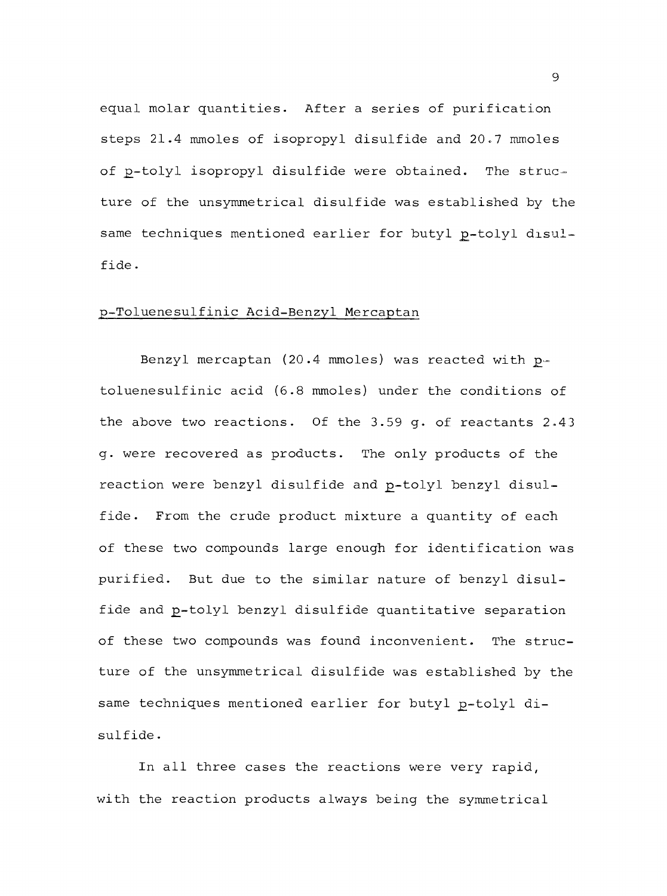equal molar quantities. After a series of purification steps 21.4 mmoles of isopropyl disulfide and 20.7 mmoles of p-tolyl isopropyl disulfide were obtained. The structure of the unsymmetrical disulfide was established by the same techniques mentioned earlier for butyl p-tolyl disulfide.

### p-Toluenesulfinic Acid-Benzyl Mercaptan

Benzyl mercaptan (20.4 mmoles) was reacted with p-toluenesulfinic acid (6.8 mmoles) under the conditions of the above two reactions. Of the 3.59 g. of reactants 2.43 g. were recovered as products. The only products of the reaction were benzyl disulfide and p-tolyl benzyl disulfide. From the crude product mixture a quantity of each of these two compounds large enough for identification was purified. But due to the similar nature of benzyl disulfide and p-tolyl benzyl disulfide quantitative separation of these two compounds was found inconvenient. The structure of the unsymmetrical disulfide was established by the same techniques mentioned earlier for butyl p-tolyl disulfide.

In all three cases the reactions were very rapid, with the reaction products always being the symmetrical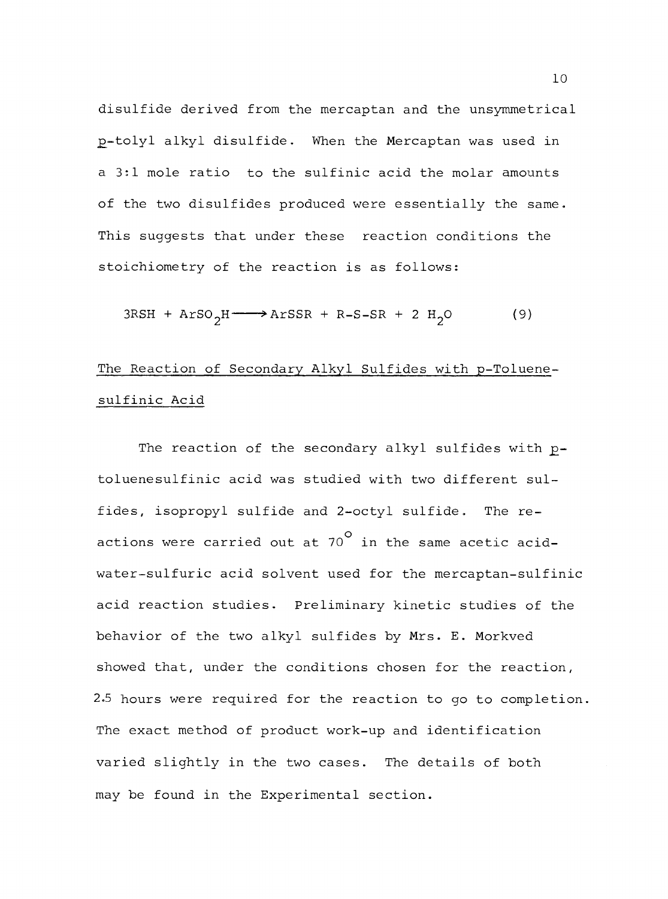disulfide derived from the mercaptan and the unsymmetrical *p*-tolyl alkyl disulfide. When the Mercaptan was used in a 3:1 mole ratio to the sulfinic acid the molar amounts of the two disulfides produced were essentially the same. This suggests that under these reaction conditions the stoichiometry of the reaction is as follows:

$$3RSH + ArSO_2H \longrightarrow ArSSR + R\text{-}S\text{-}SR + 2\ H_2O \qquad (9)$$

## The Reaction of Secondary Alkyl Sulfides with p-Toluenesulfinic Acid

The reaction of the secondary alkyl sulfides with *p*-toluenesulfinic acid was studied with two different sulfides, isopropyl sulfide and 2-octyl sulfide. The reactions were carried out at $70^{\circ}$ in the same acetic acid-water-sulfuric acid solvent used for the mercaptan-sulfinic acid reaction studies. Preliminary kinetic studies of the behavior of the two alkyl sulfides by Mrs. E. Morkved showed that, under the conditions chosen for the reaction, 2.5 hours were required for the reaction to go to completion. The exact method of product work-up and identification varied slightly in the two cases. The details of both may be found in the Experimental section.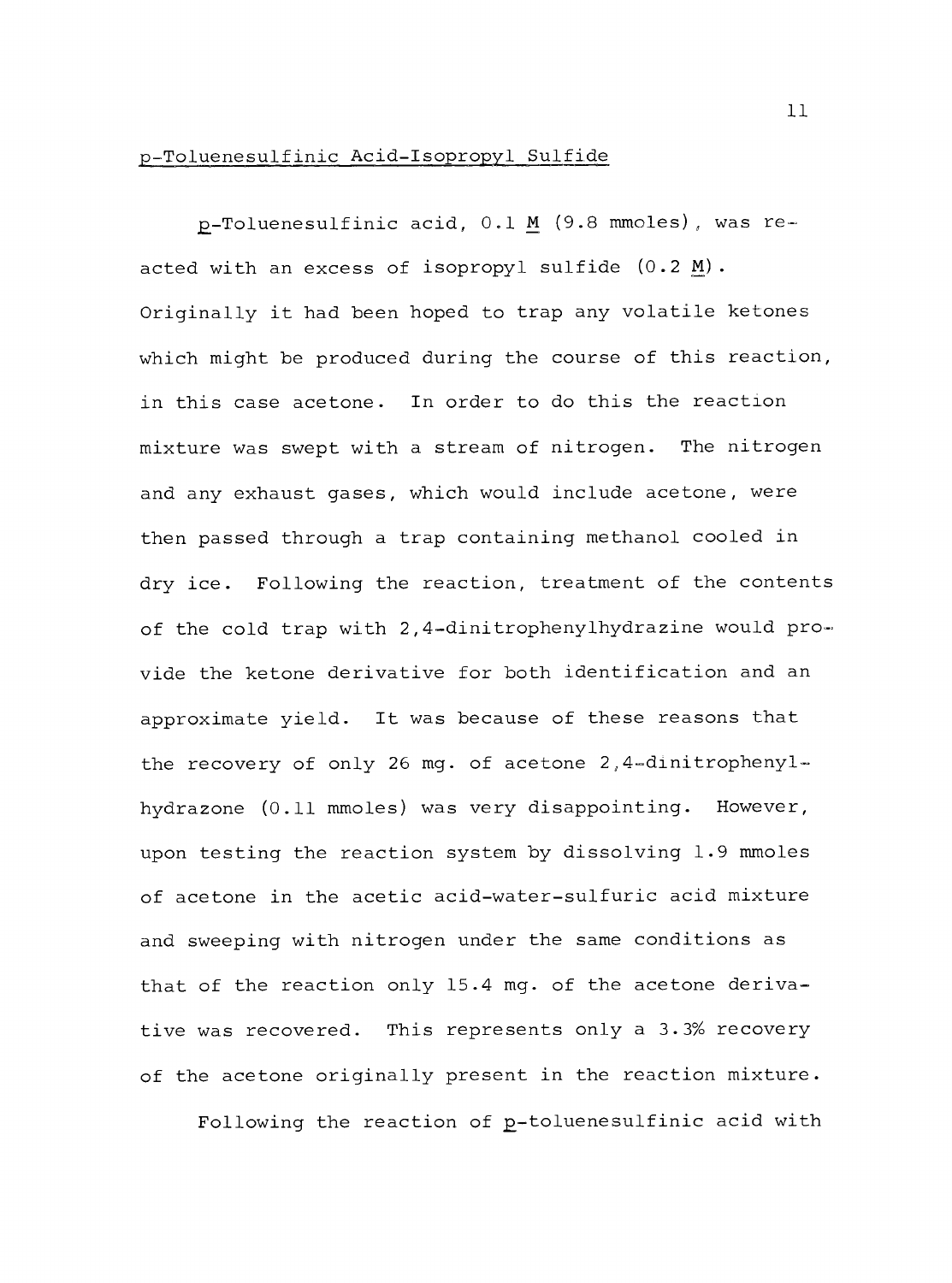## p-Toluenesulfinic Acid-Isopropyl Sulfide

*p*-Toluenesulfinic acid, 0.1 *M* (9.8 mmoles), was reacted with an excess of isopropyl sulfide (0.2 *M*). Originally it had been hoped to trap any volatile ketones which might be produced during the course of this reaction, in this case acetone. In order to do this the reaction mixture was swept with a stream of nitrogen. The nitrogen and any exhaust gases, which would include acetone, were then passed through a trap containing methanol cooled in dry ice. Following the reaction, treatment of the contents of the cold trap with 2,4-dinitrophenylhydrazine would provide the ketone derivative for both identification and an approximate yield. It was because of these reasons that the recovery of only 26 mg. of acetone 2,4-dinitrophenylhydrazone (0.11 mmoles) was very disappointing. However, upon testing the reaction system by dissolving 1.9 mmoles of acetone in the acetic acid-water-sulfuric acid mixture and sweeping with nitrogen under the same conditions as that of the reaction only 15.4 mg. of the acetone derivative was recovered. This represents only a 3.3% recovery of the acetone originally present in the reaction mixture.

Following the reaction of *p*-toluenesulfinic acid with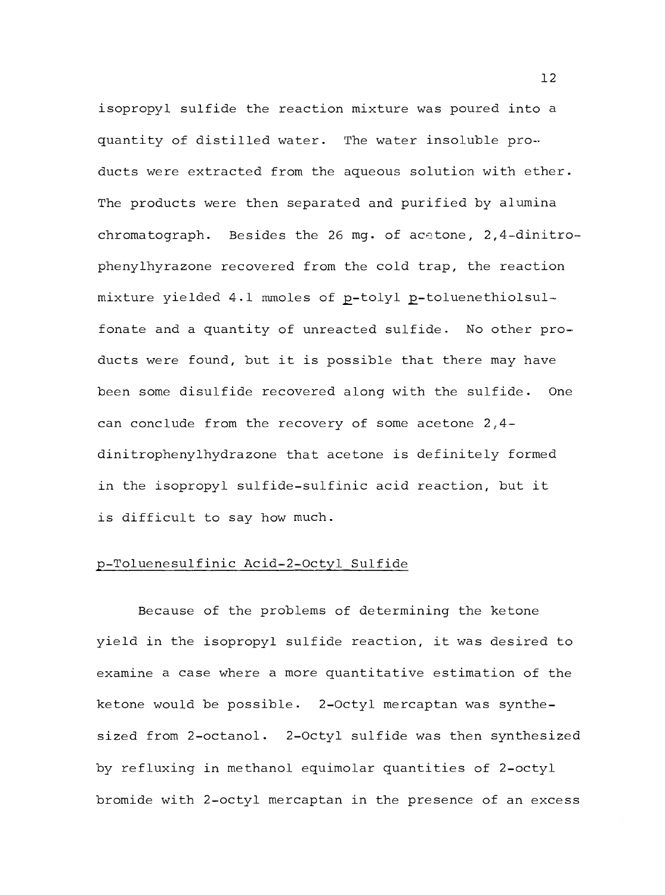isopropyl sulfide the reaction mixture was poured into a quantity of distilled water. The water insoluble products were extracted from the aqueous solution with ether. The products were then separated and purified by alumina chromatograph. Besides the 26 mg. of acetone, 2,4-dinitrophenylhyrazone recovered from the cold trap, the reaction mixture yielded 4.1 mmoles of p-tolyl p-toluenethiolsulfonate and a quantity of unreacted sulfide. No other products were found, but it is possible that there may have been some disulfide recovered along with the sulfide. One can conclude from the recovery of some acetone 2,4-dinitrophenylhydrazone that acetone is definitely formed in the isopropyl sulfide-sulfinic acid reaction, but it is difficult to say how much.

### p-Toluenesulfinic Acid-2-Octyl Sulfide

Because of the problems of determining the ketone yield in the isopropyl sulfide reaction, it was desired to examine a case where a more quantitative estimation of the ketone would be possible. 2-Octyl mercaptan was synthesized from 2-octanol. 2-Octyl sulfide was then synthesized by refluxing in methanol equimolar quantities of 2-octyl bromide with 2-octyl mercaptan in the presence of an excess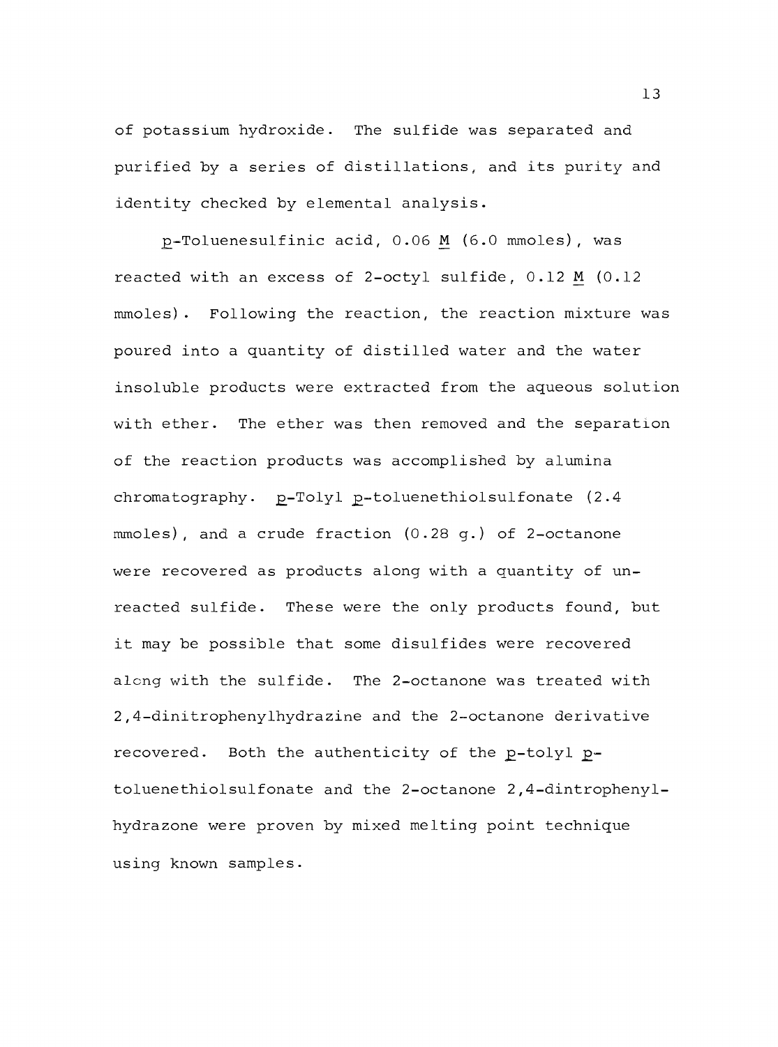of potassium hydroxide. The sulfide was separated and purified by a series of distillations, and its purity and identity checked by elemental analysis.

p-Toluenesulfinic acid, 0.06 M (6.0 mmoles), was reacted with an excess of 2-octyl sulfide, 0.12 M (0.12 mmoles). Following the reaction, the reaction mixture was poured into a quantity of distilled water and the water insoluble products were extracted from the aqueous solution with ether. The ether was then removed and the separation of the reaction products was accomplished by alumina chromatography. p-Tolyl p-toluenethiolsulfonate (2.4 mmoles), and a crude fraction (0.28 g.) of 2-octanone were recovered as products along with a quantity of unreacted sulfide. These were the only products found, but it may be possible that some disulfides were recovered along with the sulfide. The 2-octanone was treated with 2,4-dinitrophenylhydrazine and the 2-octanone derivative recovered. Both the authenticity of the p-tolyl p-toluenethiolsulfonate and the 2-octanone 2,4-dintrophenylhydrazone were proven by mixed melting point technique using known samples.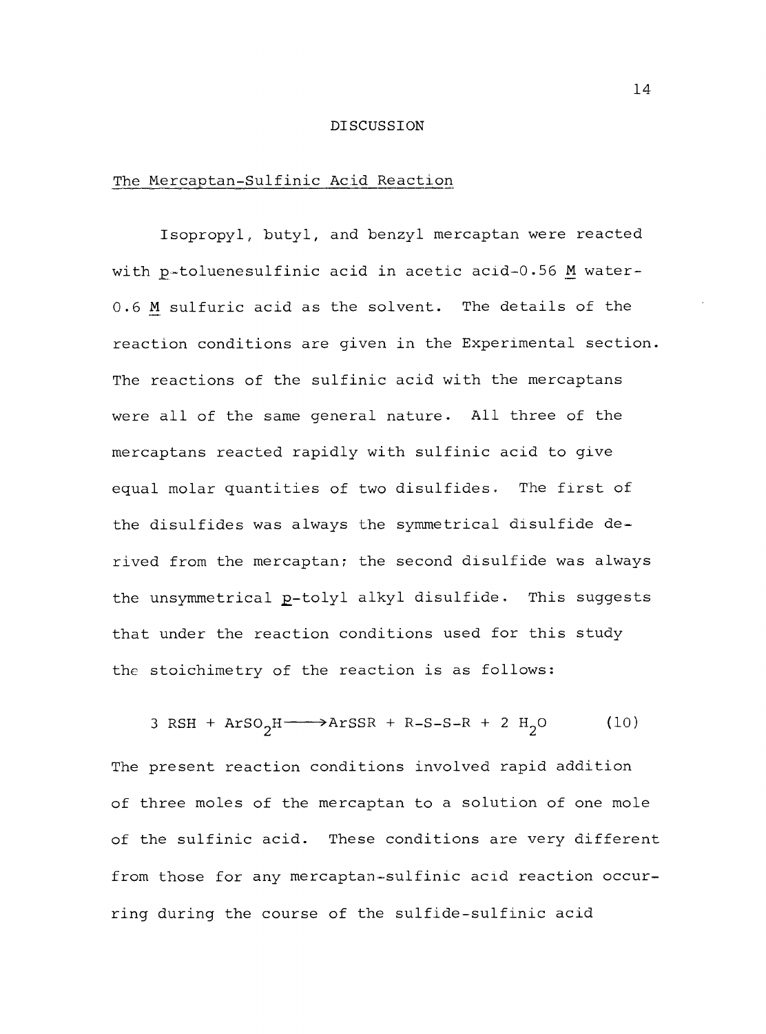# DISCUSSION

## The Mercaptan-Sulfinic Acid Reaction

Isopropyl, butyl, and benzyl mercaptan were reacted with *p*-toluenesulfinic acid in acetic acid-0.56 *M* water-0.6 *M* sulfuric acid as the solvent. The details of the reaction conditions are given in the Experimental section. The reactions of the sulfinic acid with the mercaptans were all of the same general nature. All three of the mercaptans reacted rapidly with sulfinic acid to give equal molar quantities of two disulfides. The first of the disulfides was always the symmetrical disulfide derived from the mercaptan; the second disulfide was always the unsymmetrical *p*-tolyl alkyl disulfide. This suggests that under the reaction conditions used for this study the stoichimetry of the reaction is as follows:

$$3\ RSH + ArSO_2H \longrightarrow ArSSR + R\text{-}S\text{-}S\text{-}R + 2\ H_2O \qquad (10)$$

The present reaction conditions involved rapid addition of three moles of the mercaptan to a solution of one mole of the sulfinic acid. These conditions are very different from those for any mercaptan-sulfinic acid reaction occurring during the course of the sulfide-sulfinic acid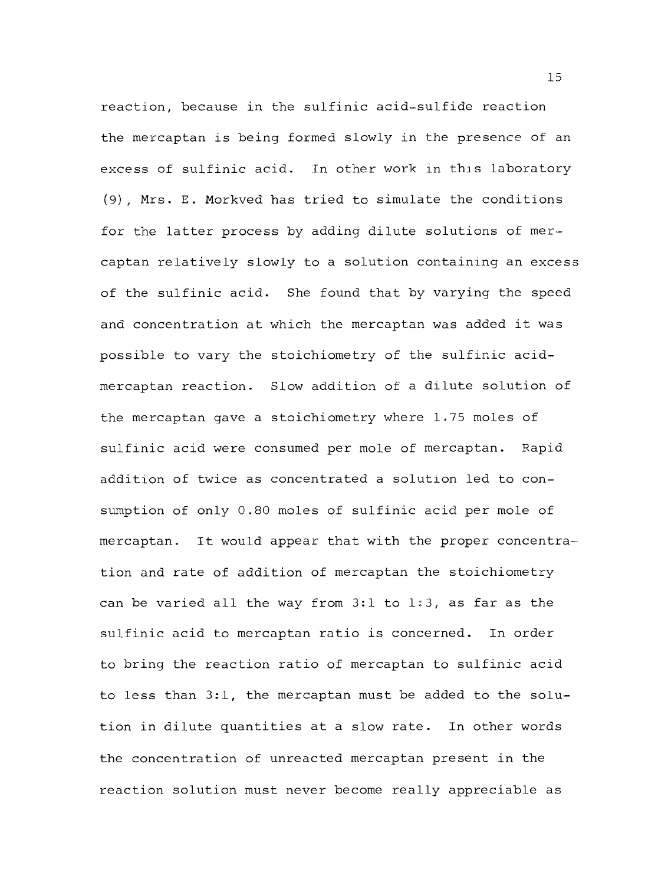reaction, because in the sulfinic acid-sulfide reaction the mercaptan is being formed slowly in the presence of an excess of sulfinic acid. In other work in this laboratory (9), Mrs. E. Morkved has tried to simulate the conditions for the latter process by adding dilute solutions of mercaptan relatively slowly to a solution containing an excess of the sulfinic acid. She found that by varying the speed and concentration at which the mercaptan was added it was possible to vary the stoichiometry of the sulfinic acid-mercaptan reaction. Slow addition of a dilute solution of the mercaptan gave a stoichiometry where 1.75 moles of sulfinic acid were consumed per mole of mercaptan. Rapid addition of twice as concentrated a solution led to consumption of only 0.80 moles of sulfinic acid per mole of mercaptan. It would appear that with the proper concentration and rate of addition of mercaptan the stoichiometry can be varied all the way from 3:1 to 1:3, as far as the sulfinic acid to mercaptan ratio is concerned. In order to bring the reaction ratio of mercaptan to sulfinic acid to less than 3:1, the mercaptan must be added to the solution in dilute quantities at a slow rate. In other words the concentration of unreacted mercaptan present in the reaction solution must never become really appreciable as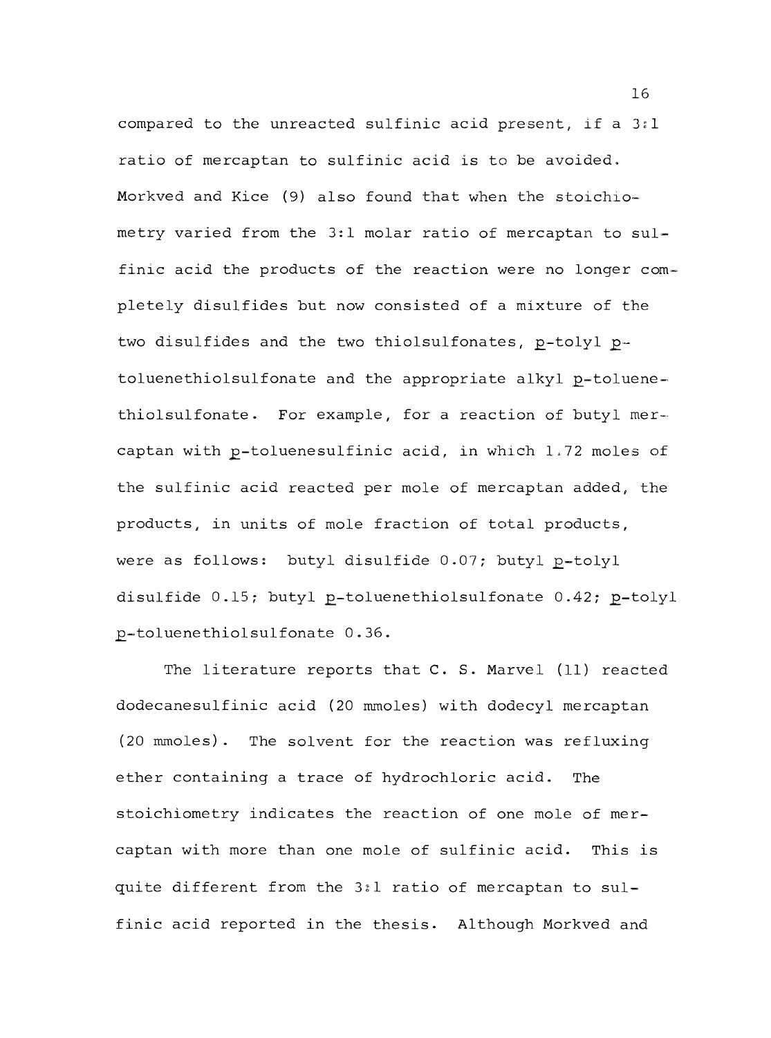compared to the unreacted sulfinic acid present, if a 3:1 ratio of mercaptan to sulfinic acid is to be avoided. Morkved and Kice (9) also found that when the stoichiometry varied from the 3:1 molar ratio of mercaptan to sulfinic acid the products of the reaction were no longer completely disulfides but now consisted of a mixture of the two disulfides and the two thiolsulfonates, p-tolyl p-toluenethiolsulfonate and the appropriate alkyl p-toluenethiolsulfonate. For example, for a reaction of butyl mercaptan with p-toluenesulfinic acid, in which 1.72 moles of the sulfinic acid reacted per mole of mercaptan added, the products, in units of mole fraction of total products, were as follows: butyl disulfide 0.07; butyl p-tolyl disulfide 0.15; butyl p-toluenethiolsulfonate 0.42; p-tolyl p-toluenethiolsulfonate 0.36.

The literature reports that C. S. Marvel (11) reacted dodecanesulfinic acid (20 mmoles) with dodecyl mercaptan (20 mmoles). The solvent for the reaction was refluxing ether containing a trace of hydrochloric acid. The stoichiometry indicates the reaction of one mole of mercaptan with more than one mole of sulfinic acid. This is quite different from the 3:1 ratio of mercaptan to sulfinic acid reported in the thesis. Although Morkved and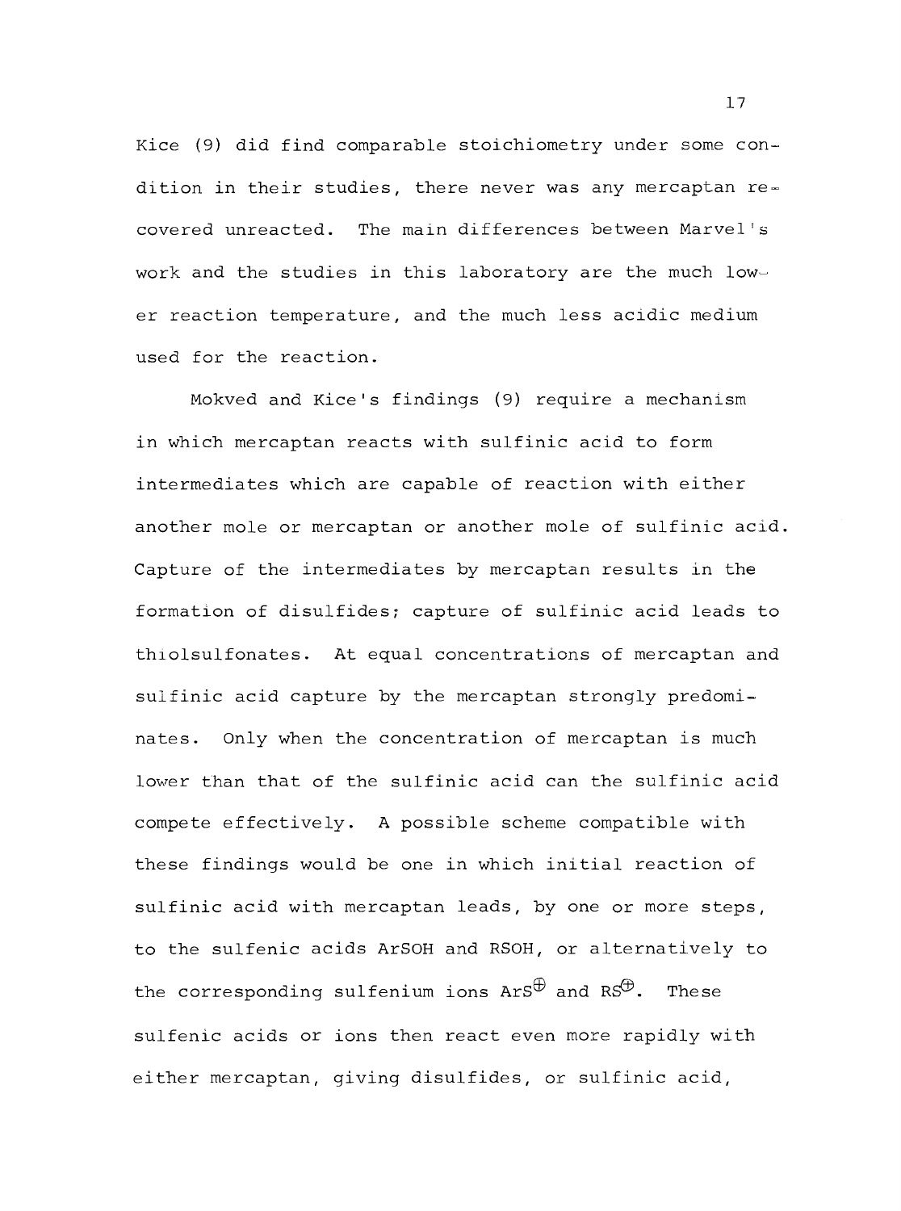Kice (9) did find comparable stoichiometry under some condition in their studies, there never was any mercaptan recovered unreacted. The main differences between Marvel's work and the studies in this laboratory are the much lower reaction temperature, and the much less acidic medium used for the reaction.

Mokved and Kice's findings (9) require a mechanism in which mercaptan reacts with sulfinic acid to form intermediates which are capable of reaction with either another mole or mercaptan or another mole of sulfinic acid. Capture of the intermediates by mercaptan results in the formation of disulfides; capture of sulfinic acid leads to thiolsulfonates. At equal concentrations of mercaptan and sulfinic acid capture by the mercaptan strongly predominates. Only when the concentration of mercaptan is much lower than that of the sulfinic acid can the sulfinic acid compete effectively. A possible scheme compatible with these findings would be one in which initial reaction of sulfinic acid with mercaptan leads, by one or more steps, to the sulfenic acids ArSOH and RSOH, or alternatively to the corresponding sulfenium ions $ArS^{\oplus}$ and $RS^{\oplus}$. These sulfenic acids or ions then react even more rapidly with either mercaptan, giving disulfides, or sulfinic acid,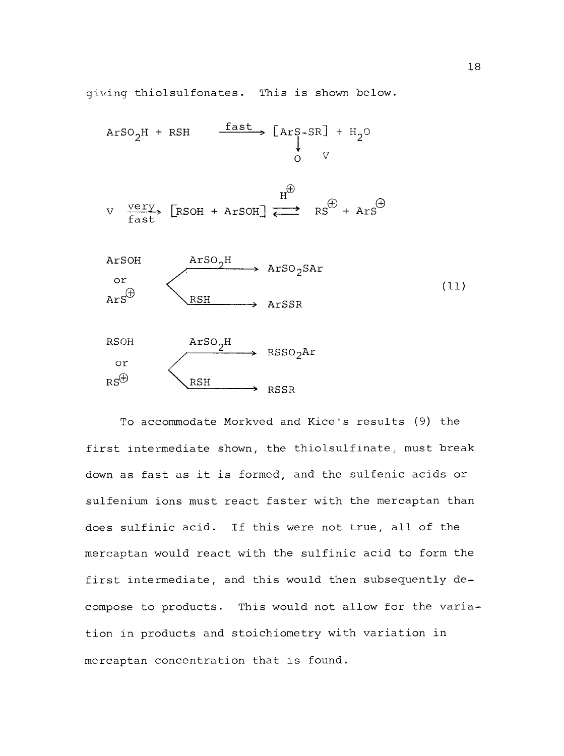giving thiolsulfonates. This is shown below.

$$\mathrm{ArSO_2H + RSH \xrightarrow{fast} [ArS(\rightarrow O){-}SR] + H_2O} \qquad \mathrm{V}$$

$$\mathrm{V \xrightarrow[fast]{very} [RSOH + ArSOH] \overset{H^{\oplus}}{\rightleftharpoons} RS^{\oplus} + ArS^{\oplus}}$$

$$\mathrm{ArSOH \text{ or } ArS^{\oplus}} \begin{cases} \xrightarrow{\mathrm{ArSO_2H}} \mathrm{ArSO_2SAr} \\ \xrightarrow{\mathrm{RSH}} \mathrm{ArSSR} \end{cases} \qquad (11)$$

$$\mathrm{RSOH \text{ or } RS^{\oplus}} \begin{cases} \xrightarrow{\mathrm{ArSO_2H}} \mathrm{RSSO_2Ar} \\ \xrightarrow{\mathrm{RSH}} \mathrm{RSSR} \end{cases}$$

To accommodate Morkved and Kice's results (9) the first intermediate shown, the thiolsulfinate, must break down as fast as it is formed, and the sulfenic acids or sulfenium ions must react faster with the mercaptan than does sulfinic acid. If this were not true, all of the mercaptan would react with the sulfinic acid to form the first intermediate, and this would then subsequently decompose to products. This would not allow for the variation in products and stoichiometry with variation in mercaptan concentration that is found.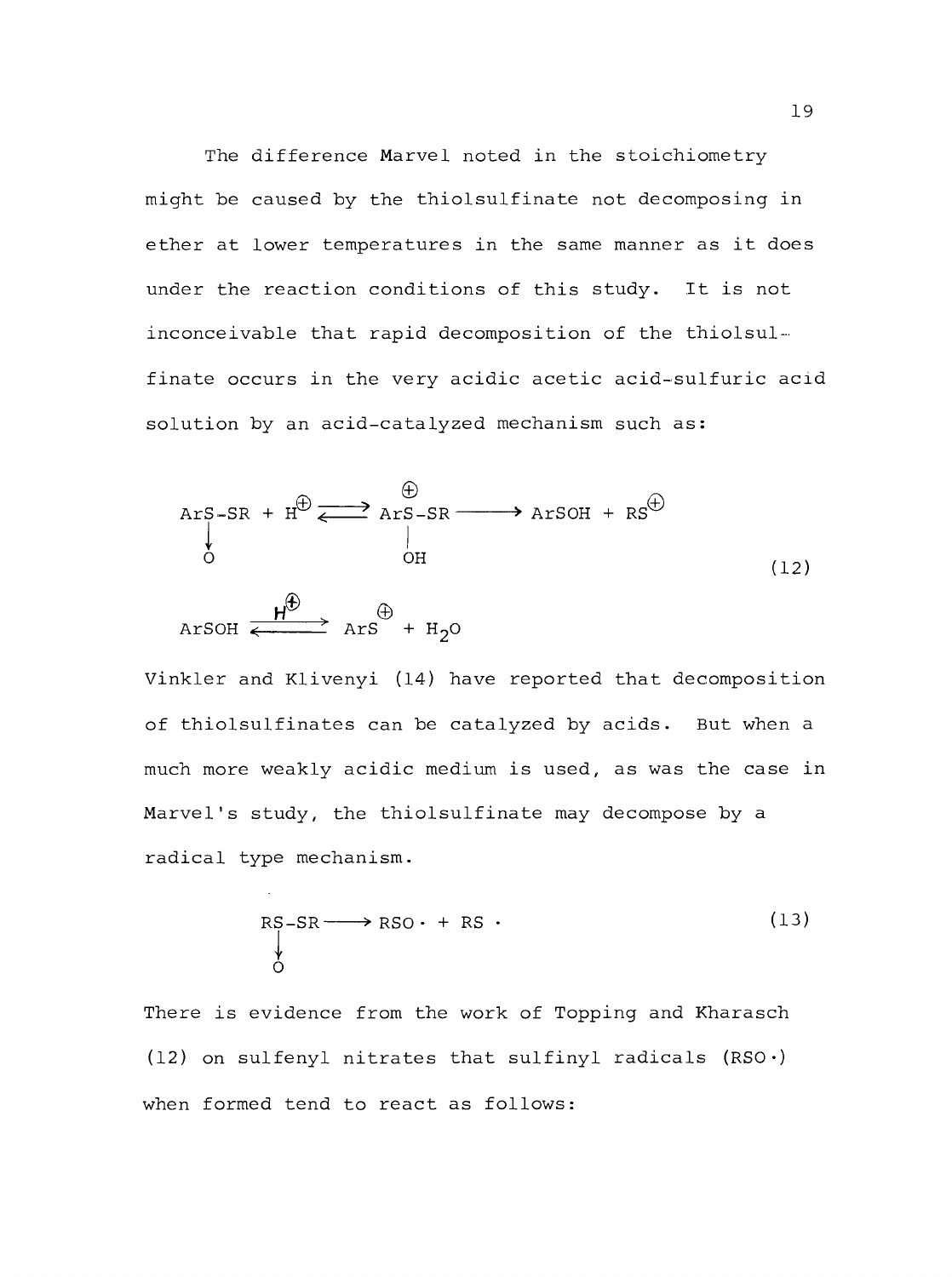The difference Marvel noted in the stoichiometry might be caused by the thiolsulfinate not decomposing in ether at lower temperatures in the same manner as it does under the reaction conditions of this study. It is not inconceivable that rapid decomposition of the thiolsulfinate occurs in the very acidic acetic acid-sulfuric acid solution by an acid-catalyzed mechanism such as:

$$\underset{\substack{\downarrow \\ O}}{ArS}\text{-}SR + H^{\oplus} \rightleftarrows \underset{\substack{| \\ OH}}{\overset{\oplus}{ArS}}\text{-}SR \longrightarrow ArSOH + RS^{\oplus} \qquad (12)$$

$$ArSOH \overset{H^{\oplus}}{\rightleftarrows} ArS^{\oplus} + H_2O$$

Vinkler and Klivenyi (14) have reported that decomposition of thiolsulfinates can be catalyzed by acids. But when a much more weakly acidic medium is used, as was the case in Marvel's study, the thiolsulfinate may decompose by a radical type mechanism.

$$\underset{\substack{\downarrow \\ O}}{RS}\text{-}SR \longrightarrow RSO\cdot + RS\cdot \qquad (13)$$

There is evidence from the work of Topping and Kharasch (12) on sulfenyl nitrates that sulfinyl radicals (RSO·) when formed tend to react as follows: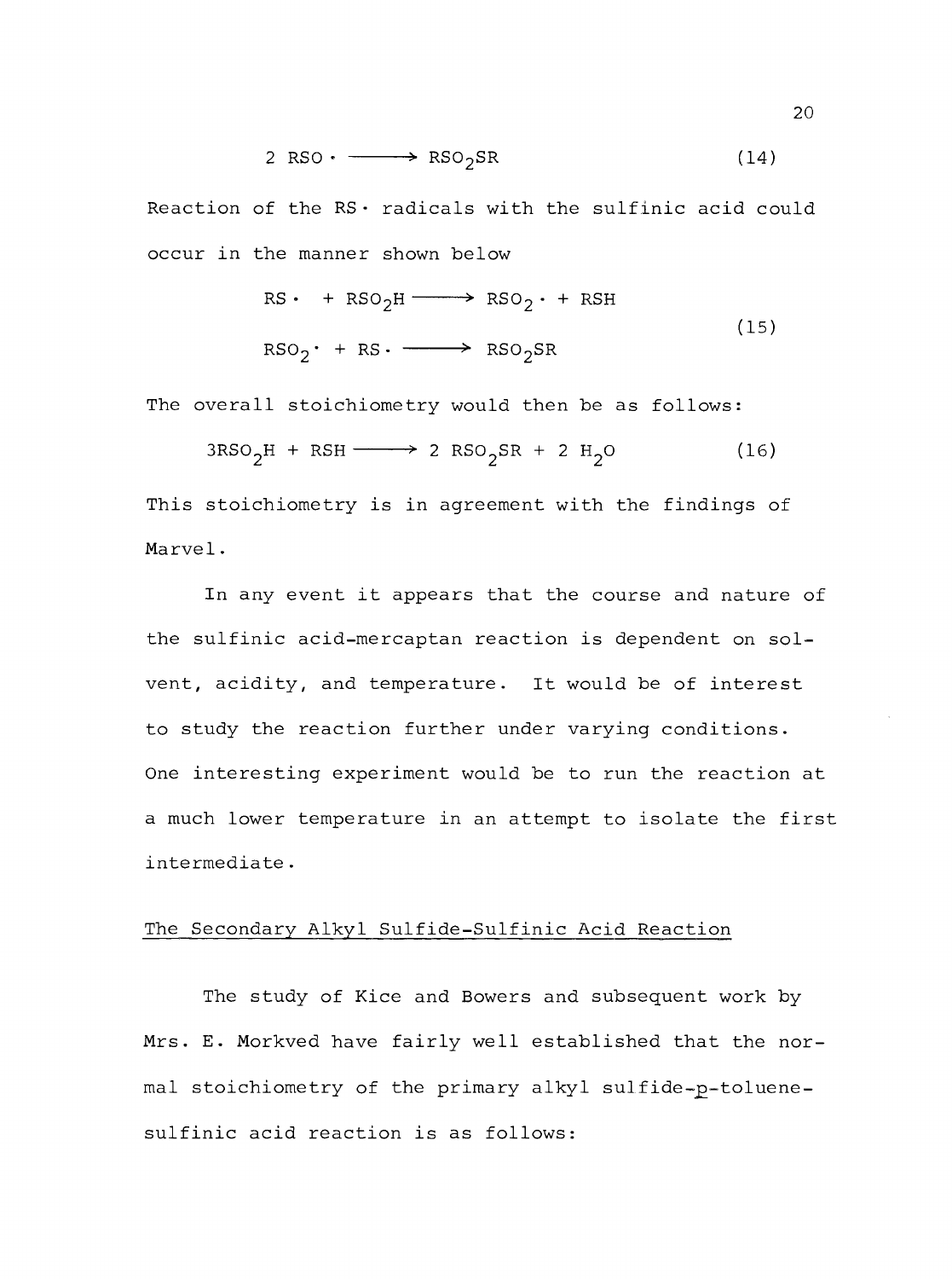$$2\ RSO\cdot \longrightarrow RSO_2SR \tag{14}$$

Reaction of the $RS\cdot$ radicals with the sulfinic acid could occur in the manner shown below

$$\begin{aligned} RS\cdot + RSO_2H &\longrightarrow RSO_2\cdot + RSH \\ RSO_2\cdot + RS\cdot &\longrightarrow RSO_2SR \end{aligned} \tag{15}$$

The overall stoichiometry would then be as follows:

$$3RSO_2H + RSH \longrightarrow 2\ RSO_2SR + 2\ H_2O \tag{16}$$

This stoichiometry is in agreement with the findings of Marvel.

In any event it appears that the course and nature of the sulfinic acid-mercaptan reaction is dependent on solvent, acidity, and temperature. It would be of interest to study the reaction further under varying conditions. One interesting experiment would be to run the reaction at a much lower temperature in an attempt to isolate the first intermediate.

## The Secondary Alkyl Sulfide-Sulfinic Acid Reaction

The study of Kice and Bowers and subsequent work by Mrs. E. Morkved have fairly well established that the normal stoichiometry of the primary alkyl sulfide-*p*-toluenesulfinic acid reaction is as follows: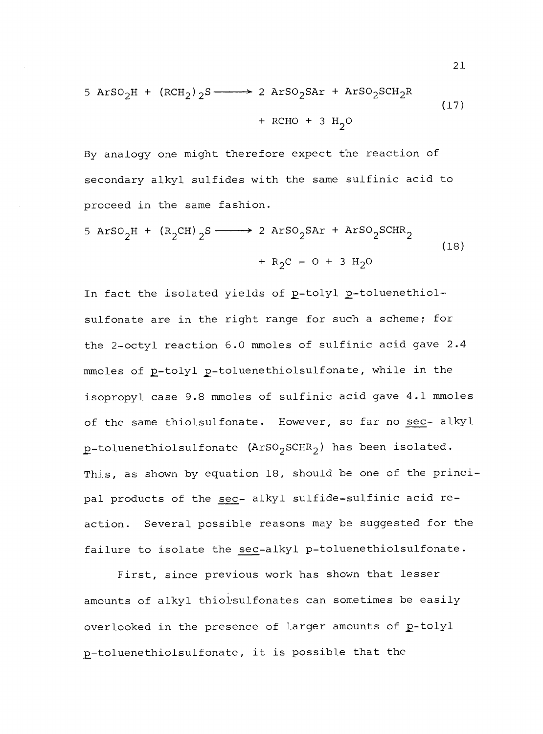$$5\ ArSO_2H + (RCH_2)_2S \longrightarrow 2\ ArSO_2SAr + ArSO_2SCH_2R + RCHO + 3\ H_2O \tag{17}$$

By analogy one might therefore expect the reaction of secondary alkyl sulfides with the same sulfinic acid to proceed in the same fashion.

$$5\ ArSO_2H + (R_2CH)_2S \longrightarrow 2\ ArSO_2SAr + ArSO_2SCHR_2 + R_2C = O + 3\ H_2O \tag{18}$$

In fact the isolated yields of p-tolyl p-toluenethiolsulfonate are in the right range for such a scheme; for the 2-octyl reaction 6.0 mmoles of sulfinic acid gave 2.4 mmoles of p-tolyl p-toluenethiolsulfonate, while in the isopropyl case 9.8 mmoles of sulfinic acid gave 4.1 mmoles of the same thiolsulfonate. However, so far no sec- alkyl p-toluenethiolsulfonate ($ArSO_2SCHR_2$) has been isolated. This, as shown by equation 18, should be one of the principal products of the sec- alkyl sulfide-sulfinic acid reaction. Several possible reasons may be suggested for the failure to isolate the sec-alkyl p-toluenethiolsulfonate.

First, since previous work has shown that lesser amounts of alkyl thiolsulfonates can sometimes be easily overlooked in the presence of larger amounts of p-tolyl p-toluenethiolsulfonate, it is possible that the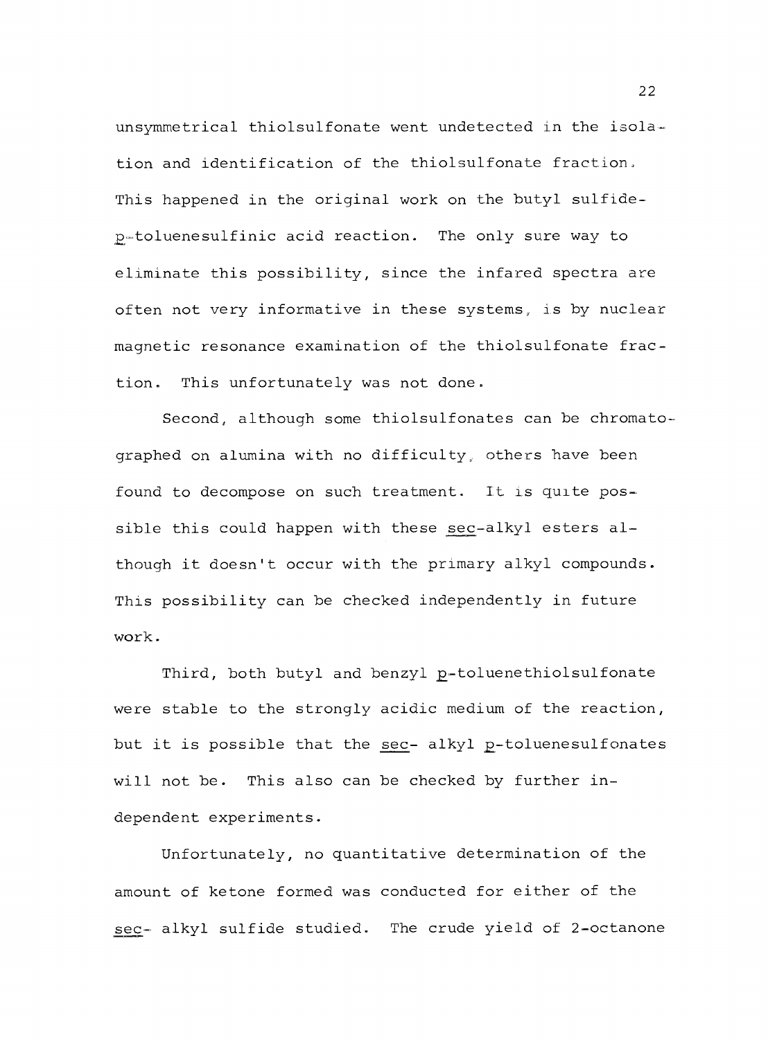unsymmetrical thiolsulfonate went undetected in the isolation and identification of the thiolsulfonate fraction. This happened in the original work on the butyl sulfide-*p*-toluenesulfinic acid reaction. The only sure way to eliminate this possibility, since the infared spectra are often not very informative in these systems, is by nuclear magnetic resonance examination of the thiolsulfonate fraction. This unfortunately was not done.

Second, although some thiolsulfonates can be chromatographed on alumina with no difficulty, others have been found to decompose on such treatment. It is quite possible this could happen with these *sec*-alkyl esters although it doesn't occur with the primary alkyl compounds. This possibility can be checked independently in future work.

Third, both butyl and benzyl *p*-toluenethiolsulfonate were stable to the strongly acidic medium of the reaction, but it is possible that the *sec*- alkyl *p*-toluenesulfonates will not be. This also can be checked by further independent experiments.

Unfortunately, no quantitative determination of the amount of ketone formed was conducted for either of the *sec*- alkyl sulfide studied. The crude yield of 2-octanone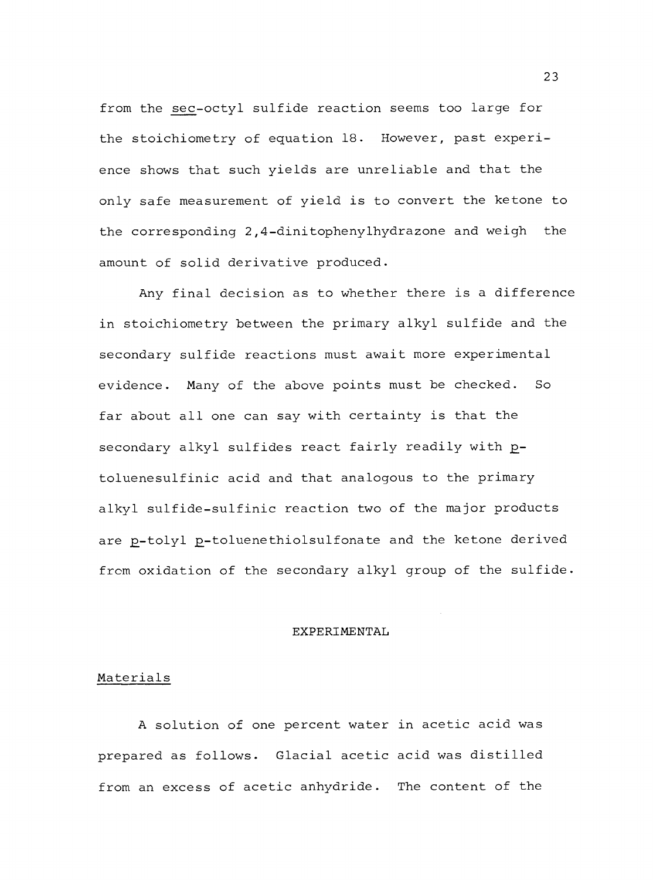from the *sec*-octyl sulfide reaction seems too large for the stoichiometry of equation 18. However, past experience shows that such yields are unreliable and that the only safe measurement of yield is to convert the ketone to the corresponding 2,4-dinitophenylhydrazone and weigh the amount of solid derivative produced.

Any final decision as to whether there is a difference in stoichiometry between the primary alkyl sulfide and the secondary sulfide reactions must await more experimental evidence. Many of the above points must be checked. So far about all one can say with certainty is that the secondary alkyl sulfides react fairly readily with *p*-toluenesulfinic acid and that analogous to the primary alkyl sulfide-sulfinic reaction two of the major products are *p*-tolyl *p*-toluenethiolsulfonate and the ketone derived from oxidation of the secondary alkyl group of the sulfide.

## EXPERIMENTAL

### Materials

A solution of one percent water in acetic acid was prepared as follows. Glacial acetic acid was distilled from an excess of acetic anhydride. The content of the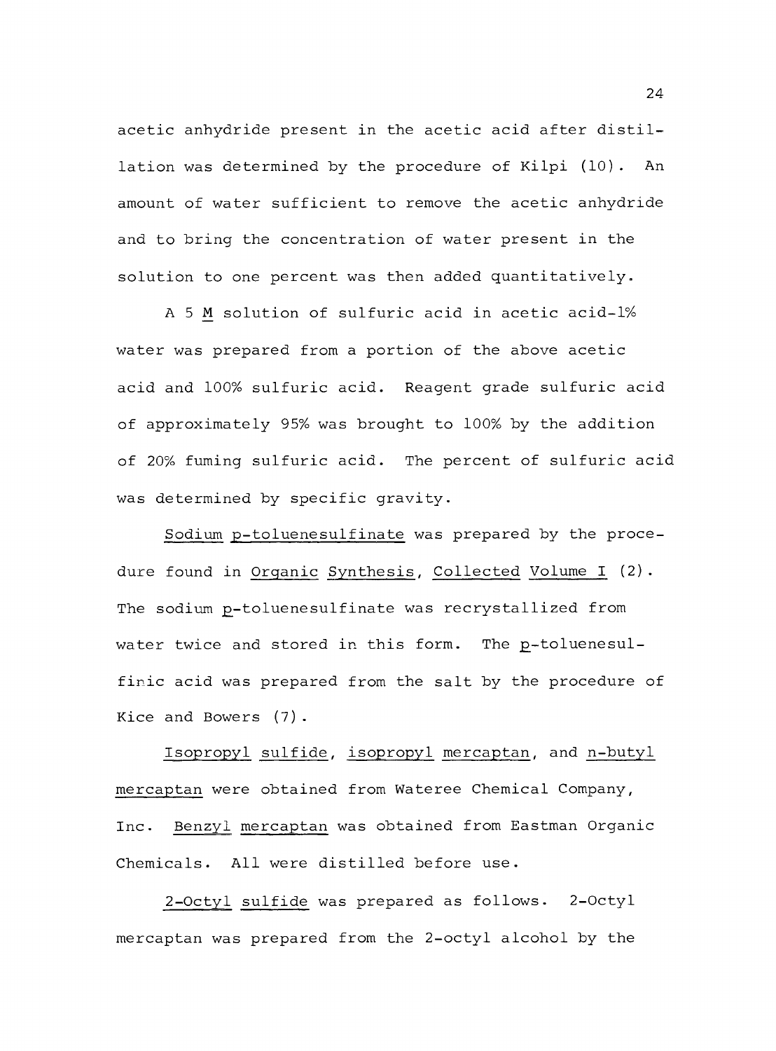acetic anhydride present in the acetic acid after distillation was determined by the procedure of Kilpi (10). An amount of water sufficient to remove the acetic anhydride and to bring the concentration of water present in the solution to one percent was then added quantitatively.

A 5 M solution of sulfuric acid in acetic acid-1% water was prepared from a portion of the above acetic acid and 100% sulfuric acid. Reagent grade sulfuric acid of approximately 95% was brought to 100% by the addition of 20% fuming sulfuric acid. The percent of sulfuric acid was determined by specific gravity.

Sodium p-toluenesulfinate was prepared by the procedure found in Organic Synthesis, Collected Volume I (2). The sodium p-toluenesulfinate was recrystallized from water twice and stored in this form. The p-toluenesulfinic acid was prepared from the salt by the procedure of Kice and Bowers (7).

Isopropyl sulfide, isopropyl mercaptan, and n-butyl mercaptan were obtained from Wateree Chemical Company, Inc. Benzyl mercaptan was obtained from Eastman Organic Chemicals. All were distilled before use.

2-Octyl sulfide was prepared as follows. 2-Octyl mercaptan was prepared from the 2-octyl alcohol by the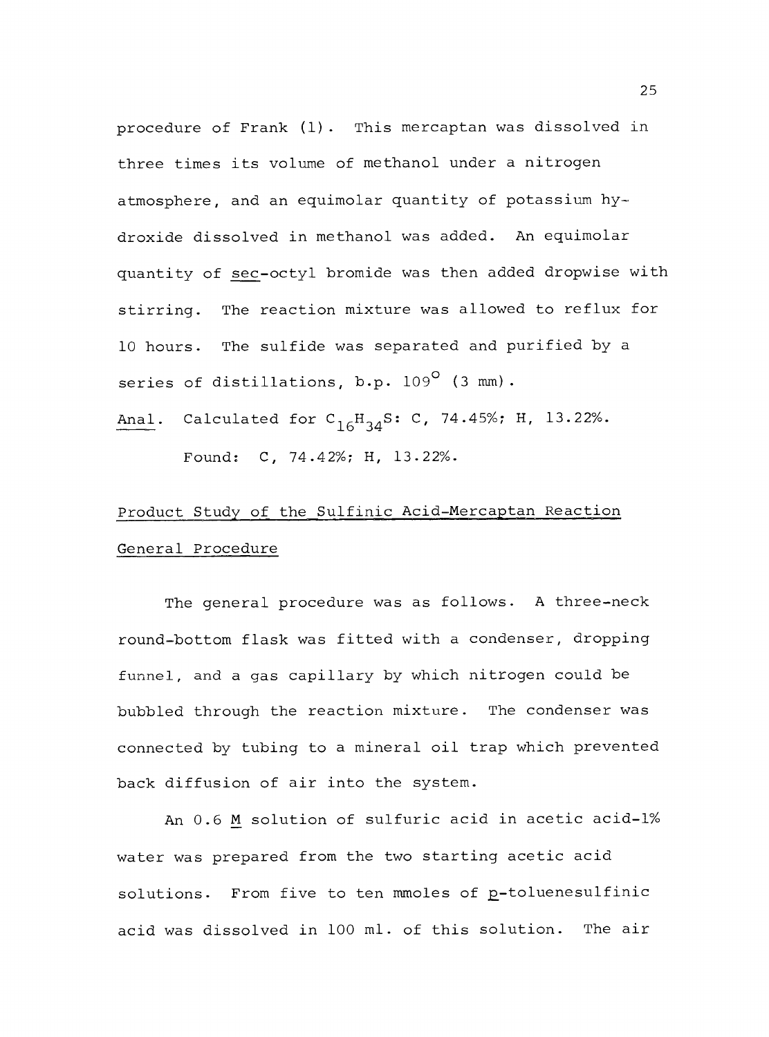procedure of Frank (1). This mercaptan was dissolved in three times its volume of methanol under a nitrogen atmosphere, and an equimolar quantity of potassium hydroxide dissolved in methanol was added. An equimolar quantity of *sec*-octyl bromide was then added dropwise with stirring. The reaction mixture was allowed to reflux for 10 hours. The sulfide was separated and purified by a series of distillations, b.p. $109^{\circ}$ (3 mm).

*Anal*. Calculated for $C_{16}H_{34}S$: C, 74.45%; H, 13.22%.

Found: C, 74.42%; H, 13.22%.

## Product Study of the Sulfinic Acid-Mercaptan Reaction

### General Procedure

The general procedure was as follows. A three-neck round-bottom flask was fitted with a condenser, dropping funnel, and a gas capillary by which nitrogen could be bubbled through the reaction mixture. The condenser was connected by tubing to a mineral oil trap which prevented back diffusion of air into the system.

An 0.6 *M* solution of sulfuric acid in acetic acid-1% water was prepared from the two starting acetic acid solutions. From five to ten mmoles of *p*-toluenesulfinic acid was dissolved in 100 ml. of this solution. The air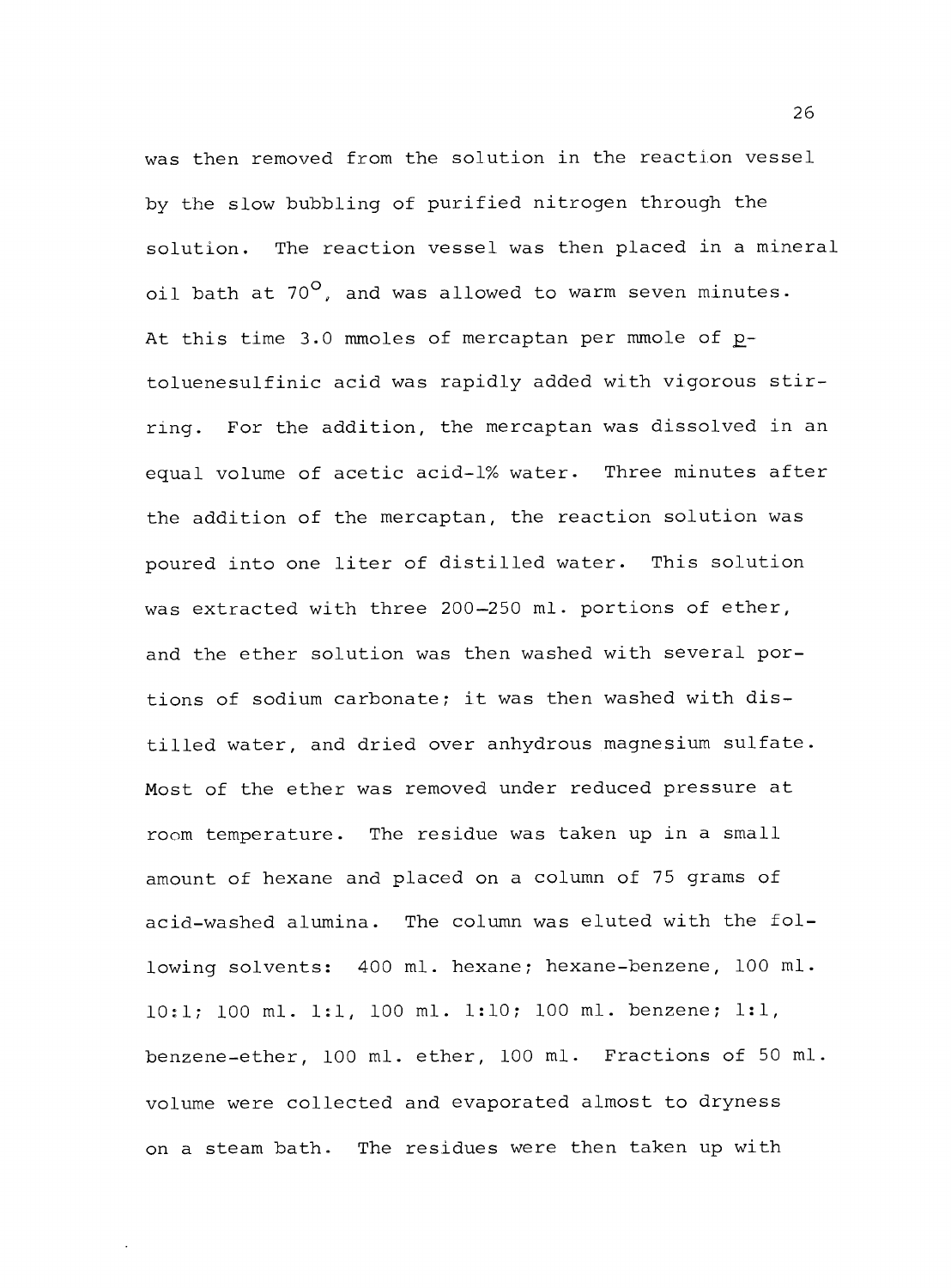was then removed from the solution in the reaction vessel by the slow bubbling of purified nitrogen through the solution. The reaction vessel was then placed in a mineral oil bath at $70^{\circ}$, and was allowed to warm seven minutes. At this time 3.0 mmoles of mercaptan per mmole of *p*-toluenesulfinic acid was rapidly added with vigorous stirring. For the addition, the mercaptan was dissolved in an equal volume of acetic acid-1% water. Three minutes after the addition of the mercaptan, the reaction solution was poured into one liter of distilled water. This solution was extracted with three 200-250 ml. portions of ether, and the ether solution was then washed with several portions of sodium carbonate; it was then washed with distilled water, and dried over anhydrous magnesium sulfate. Most of the ether was removed under reduced pressure at room temperature. The residue was taken up in a small amount of hexane and placed on a column of 75 grams of acid-washed alumina. The column was eluted with the following solvents: 400 ml. hexane; hexane-benzene, 100 ml. 10:1; 100 ml. 1:1, 100 ml. 1:10; 100 ml. benzene; 1:1, benzene-ether, 100 ml. ether, 100 ml. Fractions of 50 ml. volume were collected and evaporated almost to dryness on a steam bath. The residues were then taken up with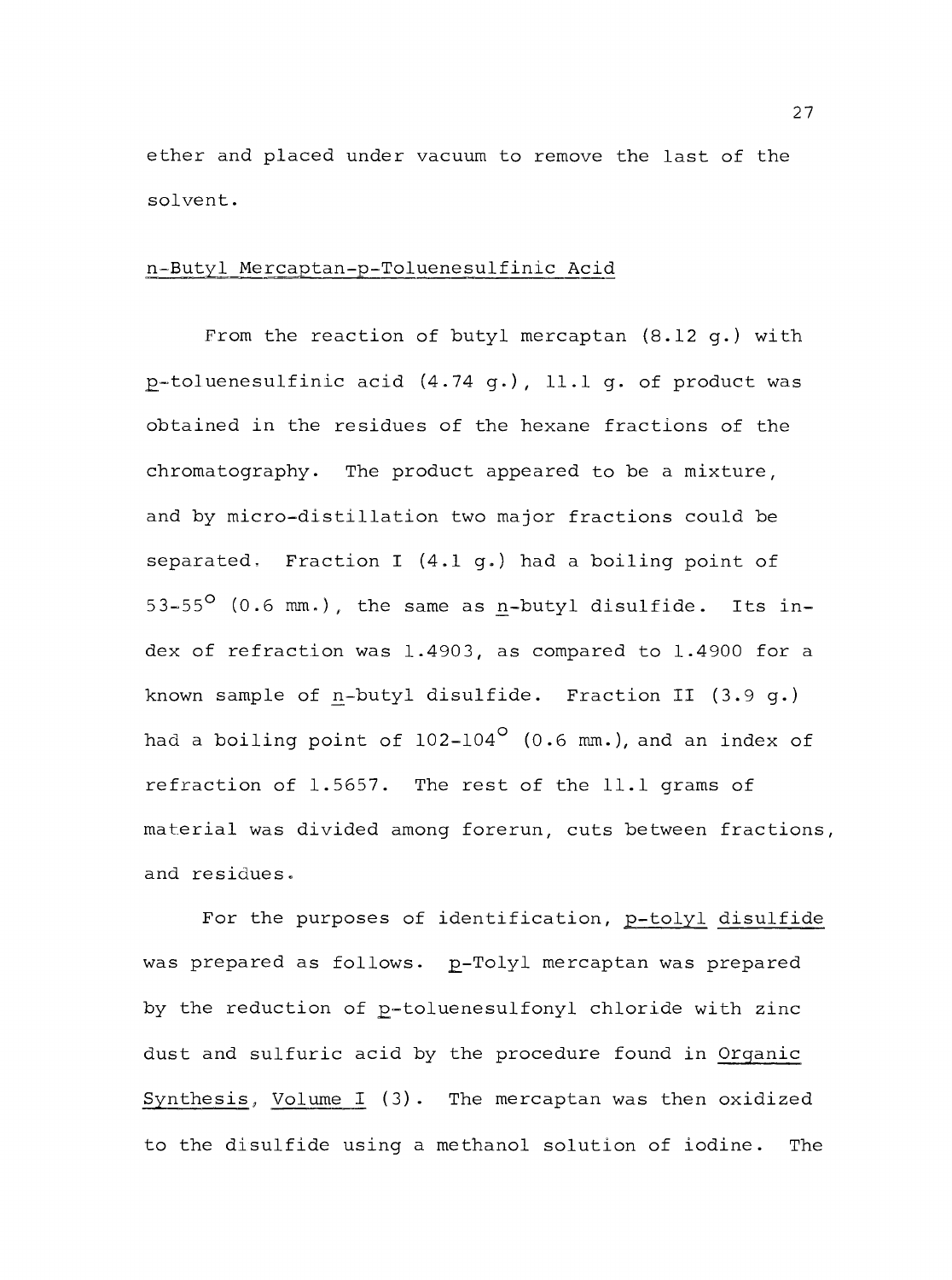ether and placed under vacuum to remove the last of the solvent.

n-Butyl Mercaptan-p-Toluenesulfinic Acid

From the reaction of butyl mercaptan (8.12 g.) with p-toluenesulfinic acid (4.74 g.), 11.1 g. of product was obtained in the residues of the hexane fractions of the chromatography. The product appeared to be a mixture, and by micro-distillation two major fractions could be separated. Fraction I (4.1 g.) had a boiling point of 53-55$^{o}$ (0.6 mm.), the same as n-butyl disulfide. Its index of refraction was 1.4903, as compared to 1.4900 for a known sample of n-butyl disulfide. Fraction II (3.9 g.) had a boiling point of 102-104$^{o}$ (0.6 mm.), and an index of refraction of 1.5657. The rest of the 11.1 grams of material was divided among forerun, cuts between fractions, and residues.

For the purposes of identification, p-tolyl disulfide was prepared as follows. p-Tolyl mercaptan was prepared by the reduction of p-toluenesulfonyl chloride with zinc dust and sulfuric acid by the procedure found in Organic Synthesis, Volume I (3). The mercaptan was then oxidized to the disulfide using a methanol solution of iodine. The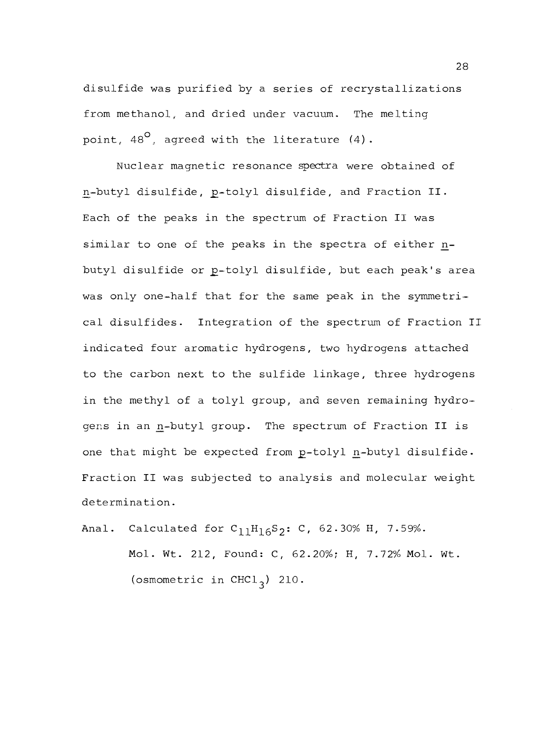disulfide was purified by a series of recrystallizations from methanol, and dried under vacuum. The melting point, $48^{\circ}$, agreed with the literature (4).

Nuclear magnetic resonance spectra were obtained of n-butyl disulfide, p-tolyl disulfide, and Fraction II. Each of the peaks in the spectrum of Fraction II was similar to one of the peaks in the spectra of either n-butyl disulfide or p-tolyl disulfide, but each peak's area was only one-half that for the same peak in the symmetrical disulfides. Integration of the spectrum of Fraction II indicated four aromatic hydrogens, two hydrogens attached to the carbon next to the sulfide linkage, three hydrogens in the methyl of a tolyl group, and seven remaining hydrogens in an n-butyl group. The spectrum of Fraction II is one that might be expected from p-tolyl n-butyl disulfide. Fraction II was subjected to analysis and molecular weight determination.

Anal. Calculated for $C_{11}H_{16}S_2$: C, 62.30% H, 7.59%. Mol. Wt. 212, Found: C, 62.20%; H, 7.72% Mol. Wt. (osmometric in $CHCl_3$) 210.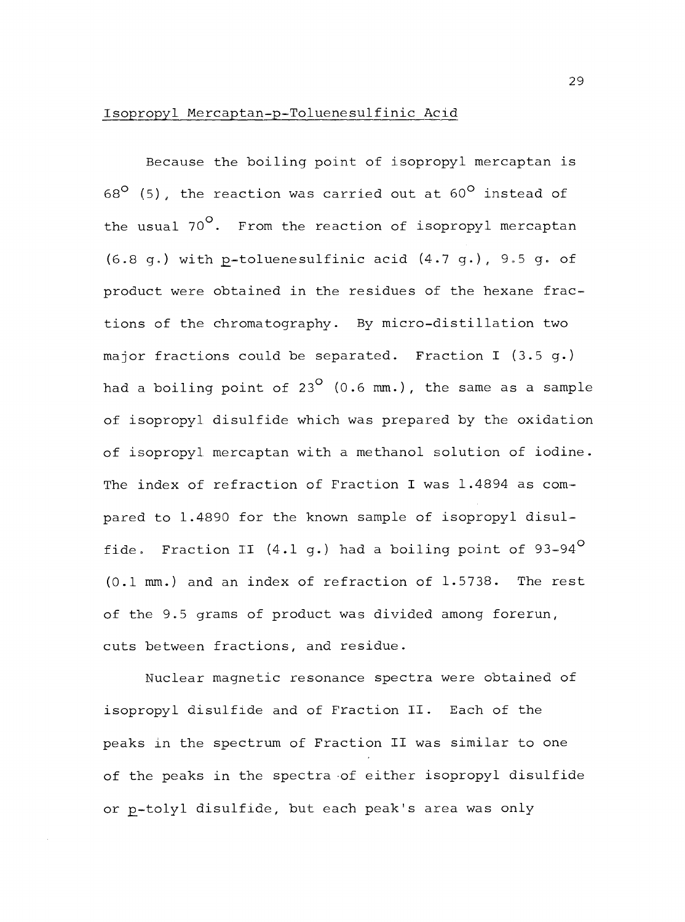Isopropyl Mercaptan-p-Toluenesulfinic Acid

Because the boiling point of isopropyl mercaptan is 68° (5), the reaction was carried out at 60° instead of the usual 70°. From the reaction of isopropyl mercaptan (6.8 g.) with p-toluenesulfinic acid (4.7 g.), 9.5 g. of product were obtained in the residues of the hexane fractions of the chromatography. By micro-distillation two major fractions could be separated. Fraction I (3.5 g.) had a boiling point of 23° (0.6 mm.), the same as a sample of isopropyl disulfide which was prepared by the oxidation of isopropyl mercaptan with a methanol solution of iodine. The index of refraction of Fraction I was 1.4894 as compared to 1.4890 for the known sample of isopropyl disulfide. Fraction II (4.1 g.) had a boiling point of 93-94° (0.1 mm.) and an index of refraction of 1.5738. The rest of the 9.5 grams of product was divided among forerun, cuts between fractions, and residue.

Nuclear magnetic resonance spectra were obtained of isopropyl disulfide and of Fraction II. Each of the peaks in the spectrum of Fraction II was similar to one of the peaks in the spectra of either isopropyl disulfide or p-tolyl disulfide, but each peak's area was only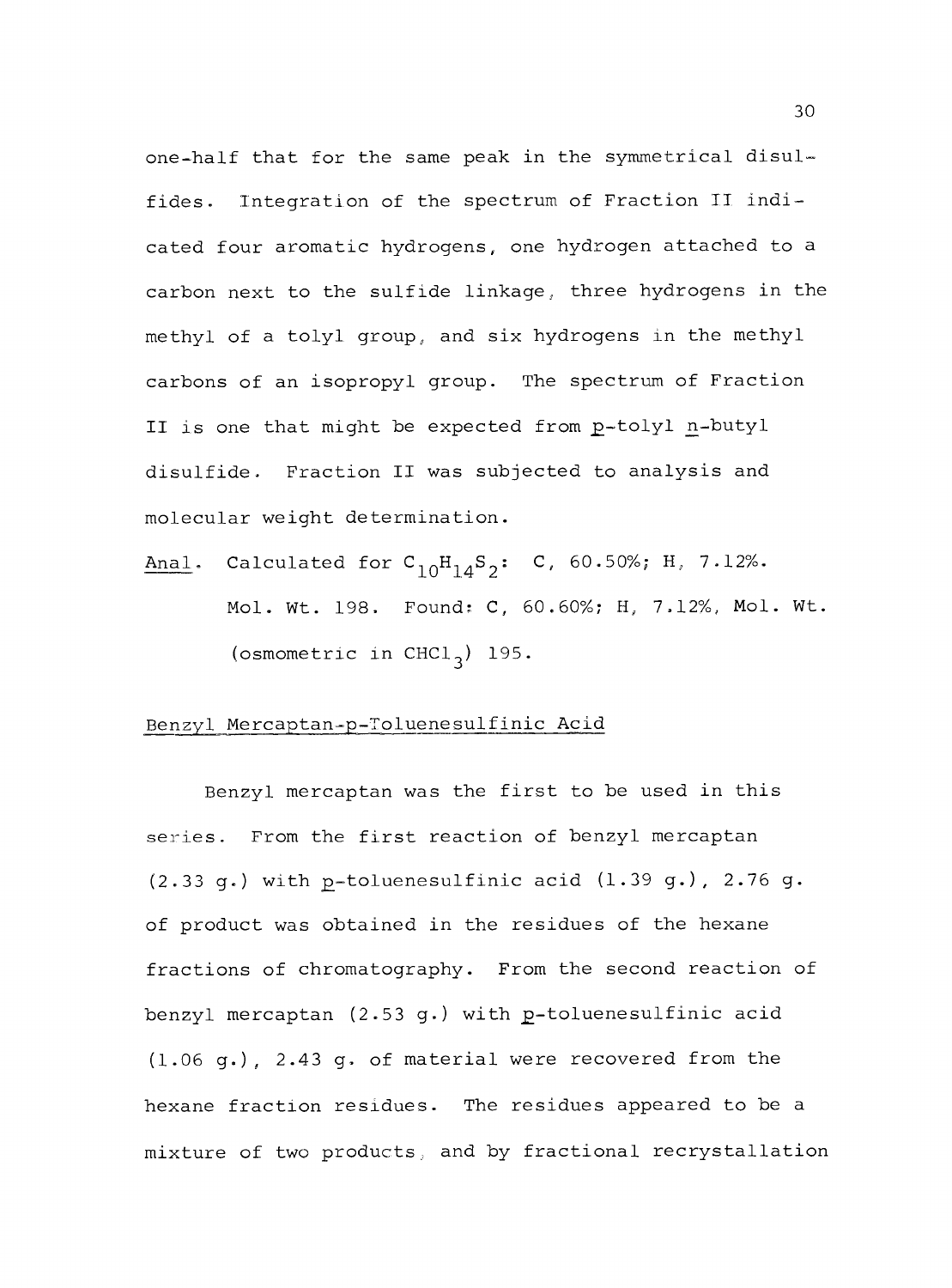one-half that for the same peak in the symmetrical disulfides. Integration of the spectrum of Fraction II indicated four aromatic hydrogens, one hydrogen attached to a carbon next to the sulfide linkage, three hydrogens in the methyl of a tolyl group, and six hydrogens in the methyl carbons of an isopropyl group. The spectrum of Fraction II is one that might be expected from *p*-tolyl *n*-butyl disulfide. Fraction II was subjected to analysis and molecular weight determination.

*Anal.* Calculated for $C_{10}H_{14}S_2$: C, 60.50%; H, 7.12%. Mol. Wt. 198. Found: C, 60.60%; H, 7.12%, Mol. Wt. (osmometric in $CHCl_3$) 195.

## Benzyl Mercaptan-p-Toluenesulfinic Acid

Benzyl mercaptan was the first to be used in this series. From the first reaction of benzyl mercaptan (2.33 g.) with *p*-toluenesulfinic acid (1.39 g.), 2.76 g. of product was obtained in the residues of the hexane fractions of chromatography. From the second reaction of benzyl mercaptan (2.53 g.) with *p*-toluenesulfinic acid (1.06 g.), 2.43 g. of material were recovered from the hexane fraction residues. The residues appeared to be a mixture of two products, and by fractional recrystallation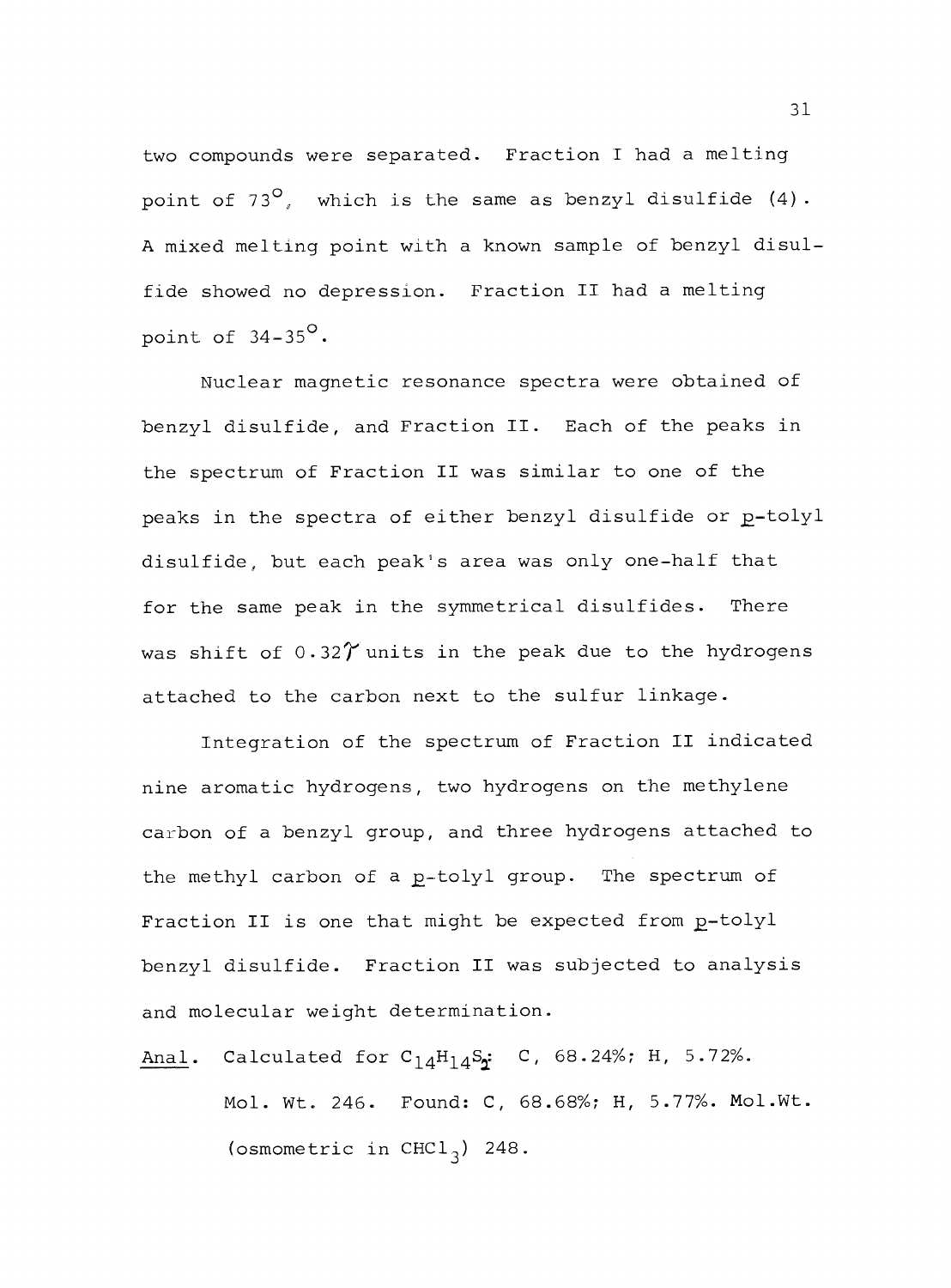two compounds were separated. Fraction I had a melting point of 73°, which is the same as benzyl disulfide (4). A mixed melting point with a known sample of benzyl disulfide showed no depression. Fraction II had a melting point of 34-35°.

Nuclear magnetic resonance spectra were obtained of benzyl disulfide, and Fraction II. Each of the peaks in the spectrum of Fraction II was similar to one of the peaks in the spectra of either benzyl disulfide or p-tolyl disulfide, but each peak's area was only one-half that for the same peak in the symmetrical disulfides. There was shift of 0.32$\tau$ units in the peak due to the hydrogens attached to the carbon next to the sulfur linkage.

Integration of the spectrum of Fraction II indicated nine aromatic hydrogens, two hydrogens on the methylene carbon of a benzyl group, and three hydrogens attached to the methyl carbon of a p-tolyl group. The spectrum of Fraction II is one that might be expected from p-tolyl benzyl disulfide. Fraction II was subjected to analysis and molecular weight determination.

Anal. Calculated for $C_{14}H_{14}S_2$: C, 68.24%; H, 5.72%. Mol. Wt. 246. Found: C, 68.68%; H, 5.77%. Mol.Wt. (osmometric in $CHCl_3$) 248.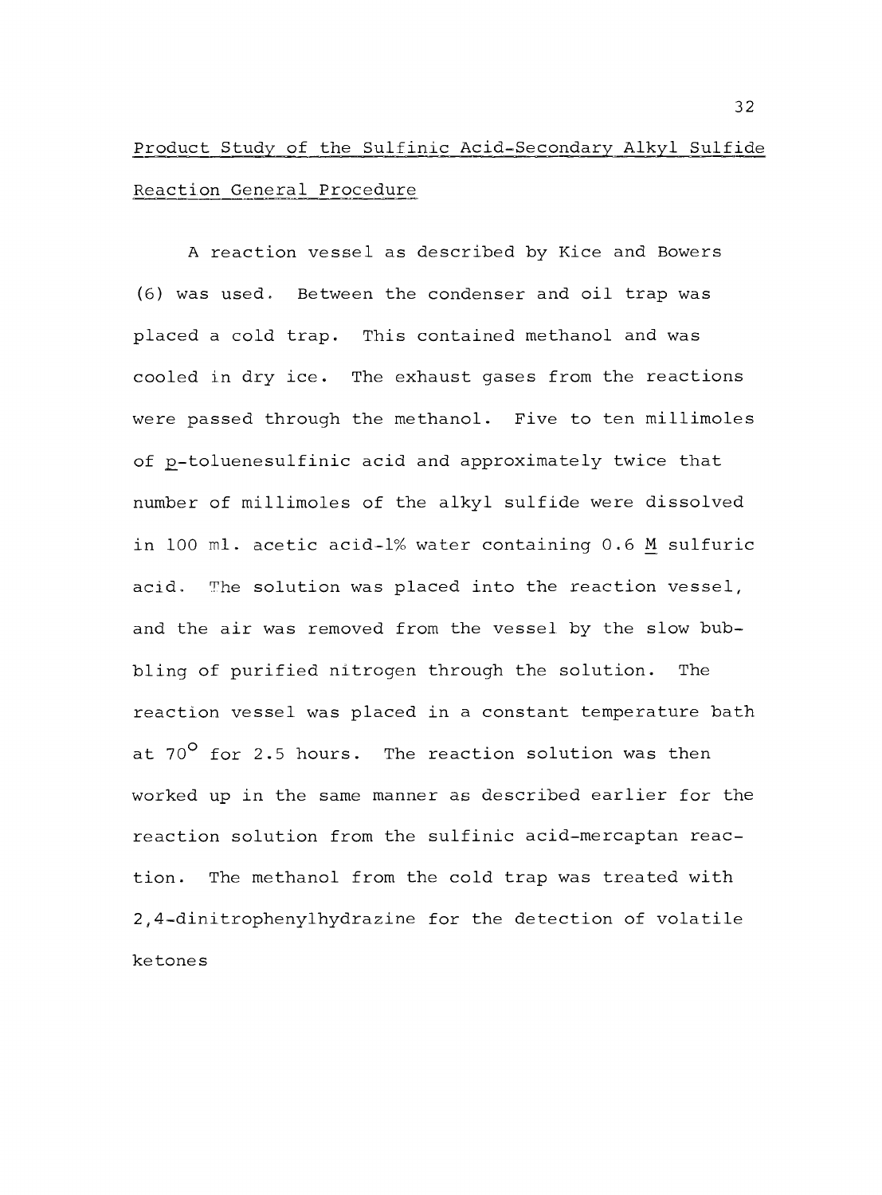## Product Study of the Sulfinic Acid-Secondary Alkyl Sulfide Reaction General Procedure

A reaction vessel as described by Kice and Bowers (6) was used. Between the condenser and oil trap was placed a cold trap. This contained methanol and was cooled in dry ice. The exhaust gases from the reactions were passed through the methanol. Five to ten millimoles of p-toluenesulfinic acid and approximately twice that number of millimoles of the alkyl sulfide were dissolved in 100 ml. acetic acid-1% water containing 0.6 M sulfuric acid. The solution was placed into the reaction vessel, and the air was removed from the vessel by the slow bubbling of purified nitrogen through the solution. The reaction vessel was placed in a constant temperature bath at $70^{\circ}$ for 2.5 hours. The reaction solution was then worked up in the same manner as described earlier for the reaction solution from the sulfinic acid-mercaptan reaction. The methanol from the cold trap was treated with 2,4-dinitrophenylhydrazine for the detection of volatile ketones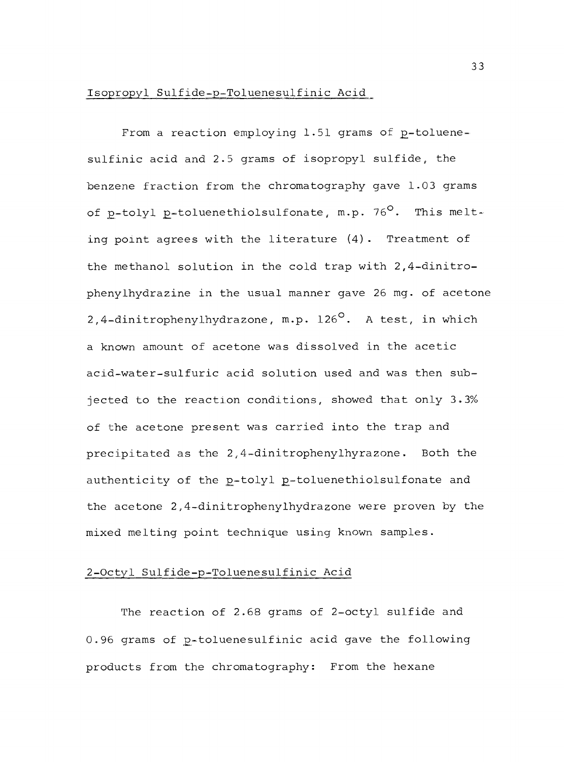## Isopropyl Sulfide-p-Toluenesulfinic Acid

From a reaction employing 1.51 grams of p-toluenesulfinic acid and 2.5 grams of isopropyl sulfide, the benzene fraction from the chromatography gave 1.03 grams of p-tolyl p-toluenethiolsulfonate, m.p. 76°. This melting point agrees with the literature (4). Treatment of the methanol solution in the cold trap with 2,4-dinitrophenylhydrazine in the usual manner gave 26 mg. of acetone 2,4-dinitrophenylhydrazone, m.p. 126°. A test, in which a known amount of acetone was dissolved in the acetic acid-water-sulfuric acid solution used and was then subjected to the reaction conditions, showed that only 3.3% of the acetone present was carried into the trap and precipitated as the 2,4-dinitrophenylhyrazone. Both the authenticity of the p-tolyl p-toluenethiolsulfonate and the acetone 2,4-dinitrophenylhydrazone were proven by the mixed melting point technique using known samples.

## 2-Octyl Sulfide-p-Toluenesulfinic Acid

The reaction of 2.68 grams of 2-octyl sulfide and 0.96 grams of p-toluenesulfinic acid gave the following products from the chromatography: From the hexane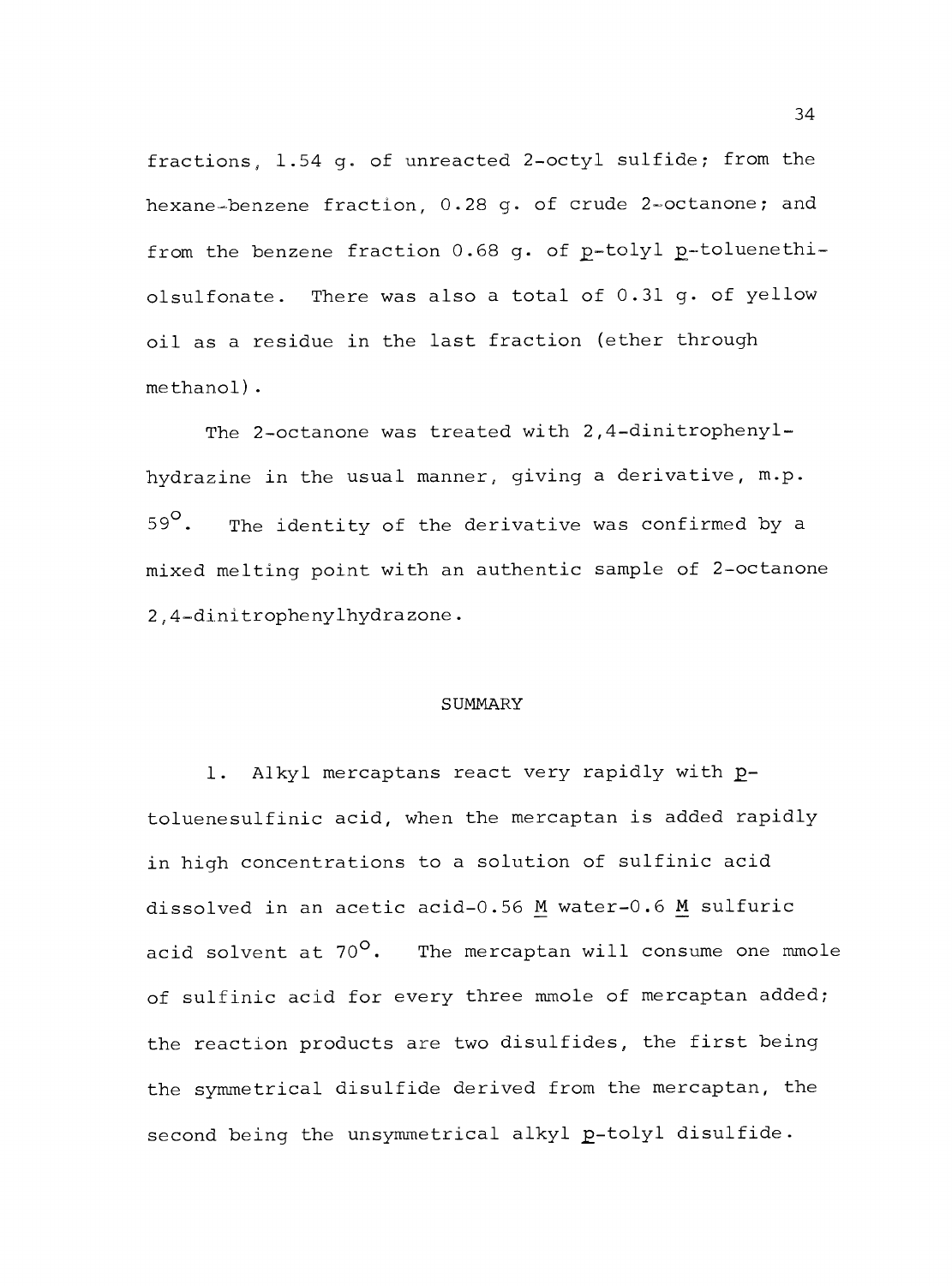fractions, 1.54 g. of unreacted 2-octyl sulfide; from the hexane-benzene fraction, 0.28 g. of crude 2-octanone; and from the benzene fraction 0.68 g. of *p*-tolyl *p*-toluenethiolsulfonate. There was also a total of 0.31 g. of yellow oil as a residue in the last fraction (ether through methanol).

The 2-octanone was treated with 2,4-dinitrophenylhydrazine in the usual manner, giving a derivative, m.p. 59°. The identity of the derivative was confirmed by a mixed melting point with an authentic sample of 2-octanone 2,4-dinitrophenylhydrazone.

## SUMMARY

1. Alkyl mercaptans react very rapidly with *p*-toluenesulfinic acid, when the mercaptan is added rapidly in high concentrations to a solution of sulfinic acid dissolved in an acetic acid-0.56 *M* water-0.6 *M* sulfuric acid solvent at 70°. The mercaptan will consume one mmole of sulfinic acid for every three mmole of mercaptan added; the reaction products are two disulfides, the first being the symmetrical disulfide derived from the mercaptan, the second being the unsymmetrical alkyl *p*-tolyl disulfide.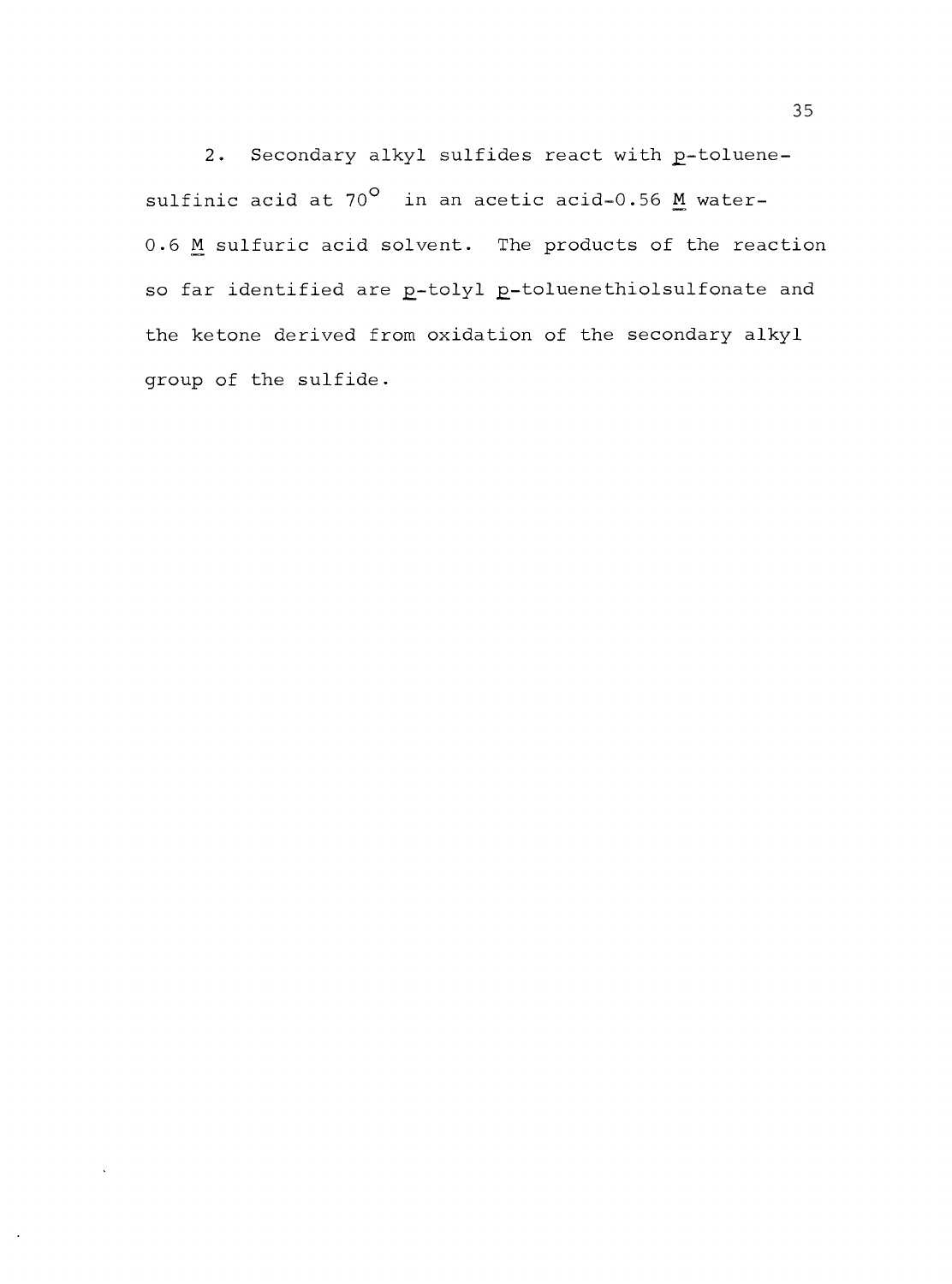2. Secondary alkyl sulfides react with *p*-toluenesulfinic acid at 70° in an acetic acid-0.56 *M* water-0.6 *M* sulfuric acid solvent. The products of the reaction so far identified are *p*-tolyl *p*-toluenethiolsulfonate and the ketone derived from oxidation of the secondary alkyl group of the sulfide.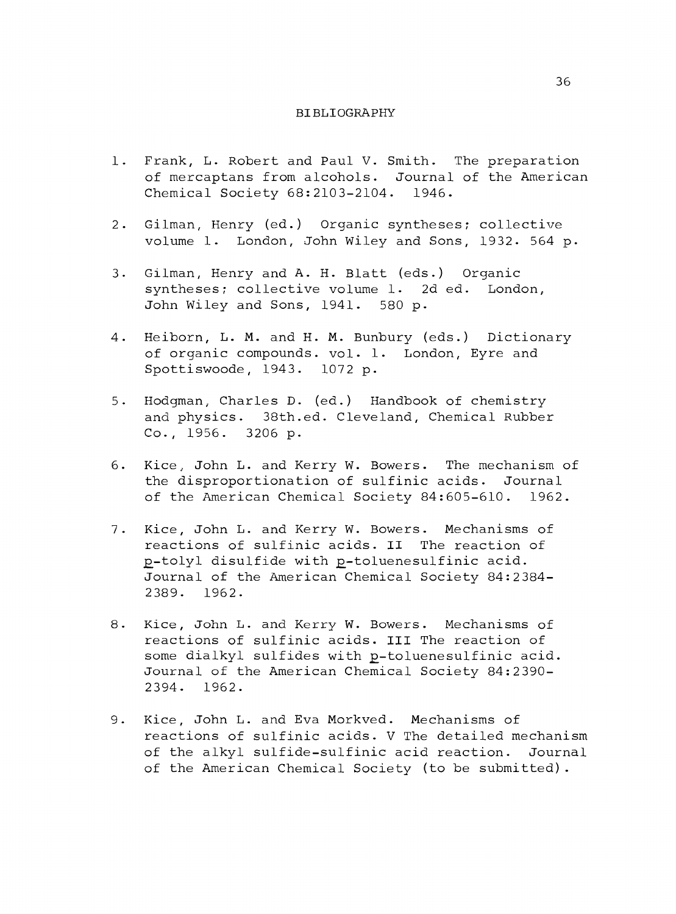# BIBLIOGRAPHY

1. Frank, L. Robert and Paul V. Smith. The preparation of mercaptans from alcohols. Journal of the American Chemical Society 68:2103-2104. 1946.

2. Gilman, Henry (ed.) Organic syntheses; collective volume 1. London, John Wiley and Sons, 1932. 564 p.

3. Gilman, Henry and A. H. Blatt (eds.) Organic syntheses; collective volume 1. 2d ed. London, John Wiley and Sons, 1941. 580 p.

4. Heiborn, L. M. and H. M. Bunbury (eds.) Dictionary of organic compounds. vol. 1. London, Eyre and Spottiswoode, 1943. 1072 p.

5. Hodgman, Charles D. (ed.) Handbook of chemistry and physics. 38th.ed. Cleveland, Chemical Rubber Co., 1956. 3206 p.

6. Kice, John L. and Kerry W. Bowers. The mechanism of the disproportionation of sulfinic acids. Journal of the American Chemical Society 84:605-610. 1962.

7. Kice, John L. and Kerry W. Bowers. Mechanisms of reactions of sulfinic acids. II The reaction of p-tolyl disulfide with p-toluenesulfinic acid. Journal of the American Chemical Society 84:2384-2389. 1962.

8. Kice, John L. and Kerry W. Bowers. Mechanisms of reactions of sulfinic acids. III The reaction of some dialkyl sulfides with p-toluenesulfinic acid. Journal of the American Chemical Society 84:2390-2394. 1962.

9. Kice, John L. and Eva Morkved. Mechanisms of reactions of sulfinic acids. V The detailed mechanism of the alkyl sulfide-sulfinic acid reaction. Journal of the American Chemical Society (to be submitted).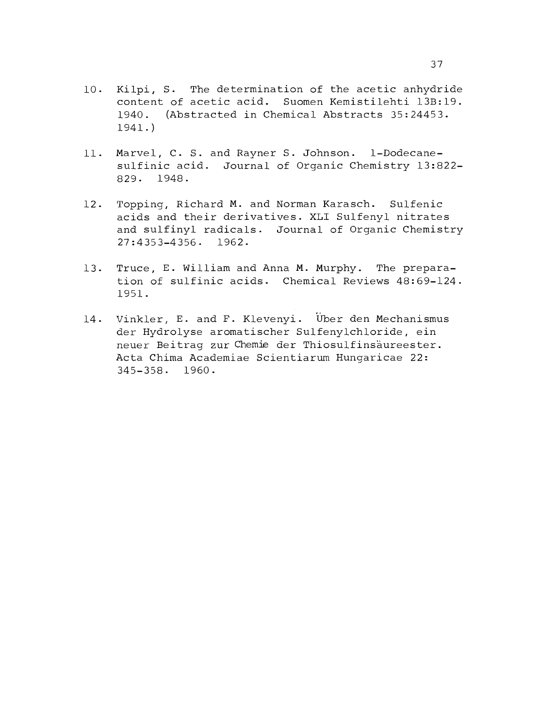10. Kilpi, S. The determination of the acetic anhydride content of acetic acid. Suomen Kemistilehti 13B:19. 1940. (Abstracted in Chemical Abstracts 35:24453. 1941.)

11. Marvel, C. S. and Rayner S. Johnson. 1-Dodecane-sulfinic acid. Journal of Organic Chemistry 13:822-829. 1948.

12. Topping, Richard M. and Norman Karasch. Sulfenic acids and their derivatives. XLI Sulfenyl nitrates and sulfinyl radicals. Journal of Organic Chemistry 27:4353-4356. 1962.

13. Truce, E. William and Anna M. Murphy. The preparation of sulfinic acids. Chemical Reviews 48:69-124. 1951.

14. Vinkler, E. and F. Klevenyi. Über den Mechanismus der Hydrolyse aromatischer Sulfenylchloride, ein neuer Beitrag zur Chemie der Thiosulfinsäureester. Acta Chima Academiae Scientiarum Hungaricae 22: 345-358. 1960.